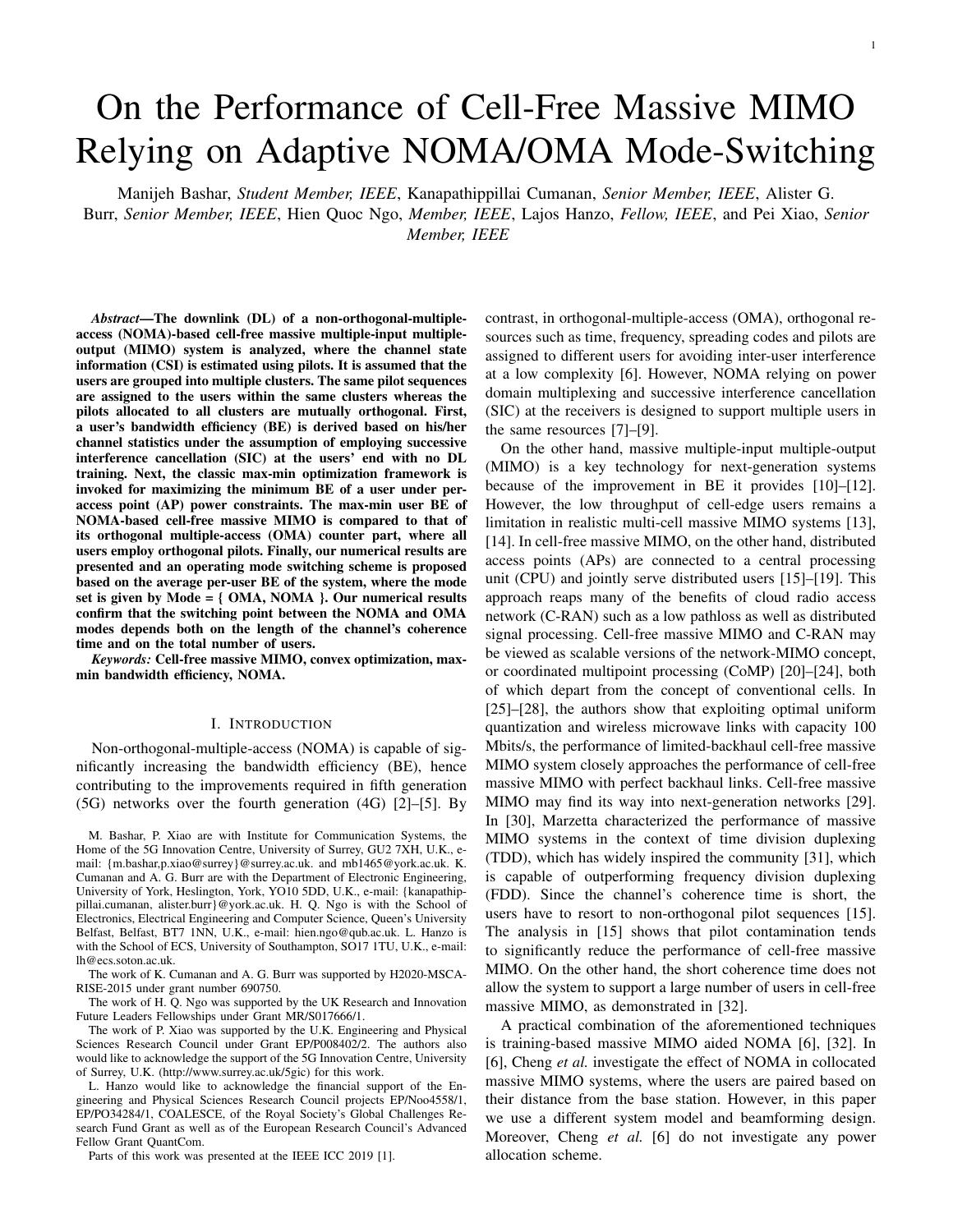# On the Performance of Cell-Free Massive MIMO Relying on Adaptive NOMA/OMA Mode-Switching

Manijeh Bashar, *Student Member, IEEE*, Kanapathippillai Cumanan, *Senior Member, IEEE*, Alister G. Burr, *Senior Member, IEEE*, Hien Quoc Ngo, *Member, IEEE*, Lajos Hanzo, *Fellow, IEEE*, and Pei Xiao, *Senior Member, IEEE*

***Abstract*—The downlink (DL) of a non-orthogonal-multiple-access (NOMA)-based cell-free massive multiple-input multiple-output (MIMO) system is analyzed, where the channel state information (CSI) is estimated using pilots. It is assumed that the users are grouped into multiple clusters. The same pilot sequences are assigned to the users within the same clusters whereas the pilots allocated to all clusters are mutually orthogonal. First, a user's bandwidth efficiency (BE) is derived based on his/her channel statistics under the assumption of employing successive interference cancellation (SIC) at the users' end with no DL training. Next, the classic max-min optimization framework is invoked for maximizing the minimum BE of a user under per-access point (AP) power constraints. The max-min user BE of NOMA-based cell-free massive MIMO is compared to that of its orthogonal multiple-access (OMA) counter part, where all users employ orthogonal pilots. Finally, our numerical results are presented and an operating mode switching scheme is proposed based on the average per-user BE of the system, where the mode set is given by Mode = { OMA, NOMA }. Our numerical results confirm that the switching point between the NOMA and OMA modes depends both on the length of the channel's coherence time and on the total number of users.**

***Keywords:* Cell-free massive MIMO, convex optimization, max-min bandwidth efficiency, NOMA.**

## I. Introduction

Non-orthogonal-multiple-access (NOMA) is capable of significantly increasing the bandwidth efficiency (BE), hence contributing to the improvements required in fifth generation (5G) networks over the fourth generation (4G) [2]–[5]. By contrast, in orthogonal-multiple-access (OMA), orthogonal resources such as time, frequency, spreading codes and pilots are assigned to different users for avoiding inter-user interference at a low complexity [6]. However, NOMA relying on power domain multiplexing and successive interference cancellation (SIC) at the receivers is designed to support multiple users in the same resources [7]–[9].

On the other hand, massive multiple-input multiple-output (MIMO) is a key technology for next-generation systems because of the improvement in BE it provides [10]–[12]. However, the low throughput of cell-edge users remains a limitation in realistic multi-cell massive MIMO systems [13], [14]. In cell-free massive MIMO, on the other hand, distributed access points (APs) are connected to a central processing unit (CPU) and jointly serve distributed users [15]–[19]. This approach reaps many of the benefits of cloud radio access network (C-RAN) such as a low pathloss as well as distributed signal processing. Cell-free massive MIMO and C-RAN may be viewed as scalable versions of the network-MIMO concept, or coordinated multipoint processing (CoMP) [20]–[24], both of which depart from the concept of conventional cells. In [25]–[28], the authors show that exploiting optimal uniform quantization and wireless microwave links with capacity 100 Mbits/s, the performance of limited-backhaul cell-free massive MIMO system closely approaches the performance of cell-free massive MIMO with perfect backhaul links. Cell-free massive MIMO may find its way into next-generation networks [29]. In [30], Marzetta characterized the performance of massive MIMO systems in the context of time division duplexing (TDD), which has widely inspired the community [31], which is capable of outperforming frequency division duplexing (FDD). Since the channel's coherence time is short, the users have to resort to non-orthogonal pilot sequences [15]. The analysis in [15] shows that pilot contamination tends to significantly reduce the performance of cell-free massive MIMO. On the other hand, the short coherence time does not allow the system to support a large number of users in cell-free massive MIMO, as demonstrated in [32].

A practical combination of the aforementioned techniques is training-based massive MIMO aided NOMA [6], [32]. In [6], Cheng *et al.* investigate the effect of NOMA in collocated massive MIMO systems, where the users are paired based on their distance from the base station. However, in this paper we use a different system model and beamforming design. Moreover, Cheng *et al.* [6] do not investigate any power allocation scheme.

---

M. Bashar, P. Xiao are with Institute for Communication Systems, the Home of the 5G Innovation Centre, University of Surrey, GU2 7XH, U.K., e-mail: {m.bashar,p.xiao@surrey}@surrey.ac.uk. and mb1465@york.ac.uk. K. Cumanan and A. G. Burr are with the Department of Electronic Engineering, University of York, Heslington, York, YO10 5DD, U.K., e-mail: {kanapathippillai.cumanan, alister.burr}@york.ac.uk. H. Q. Ngo is with the School of Electronics, Electrical Engineering and Computer Science, Queen's University Belfast, Belfast, BT7 1NN, U.K., e-mail: hien.ngo@qub.ac.uk. L. Hanzo is with the School of ECS, University of Southampton, SO17 1TU, U.K., e-mail: lh@ecs.soton.ac.uk.

The work of K. Cumanan and A. G. Burr was supported by H2020-MSCA-RISE-2015 under grant number 690750.

The work of H. Q. Ngo was supported by the UK Research and Innovation Future Leaders Fellowships under Grant MR/S017666/1.

The work of P. Xiao was supported by the U.K. Engineering and Physical Sciences Research Council under Grant EP/P008402/2. The authors also would like to acknowledge the support of the 5G Innovation Centre, University of Surrey, U.K. (http://www.surrey.ac.uk/5gic) for this work.

L. Hanzo would like to acknowledge the financial support of the Engineering and Physical Sciences Research Council projects EP/Noo4558/1, EP/PO34284/1, COALESCE, of the Royal Society's Global Challenges Research Fund Grant as well as of the European Research Council's Advanced Fellow Grant QuantCom.

Parts of this work was presented at the IEEE ICC 2019 [1].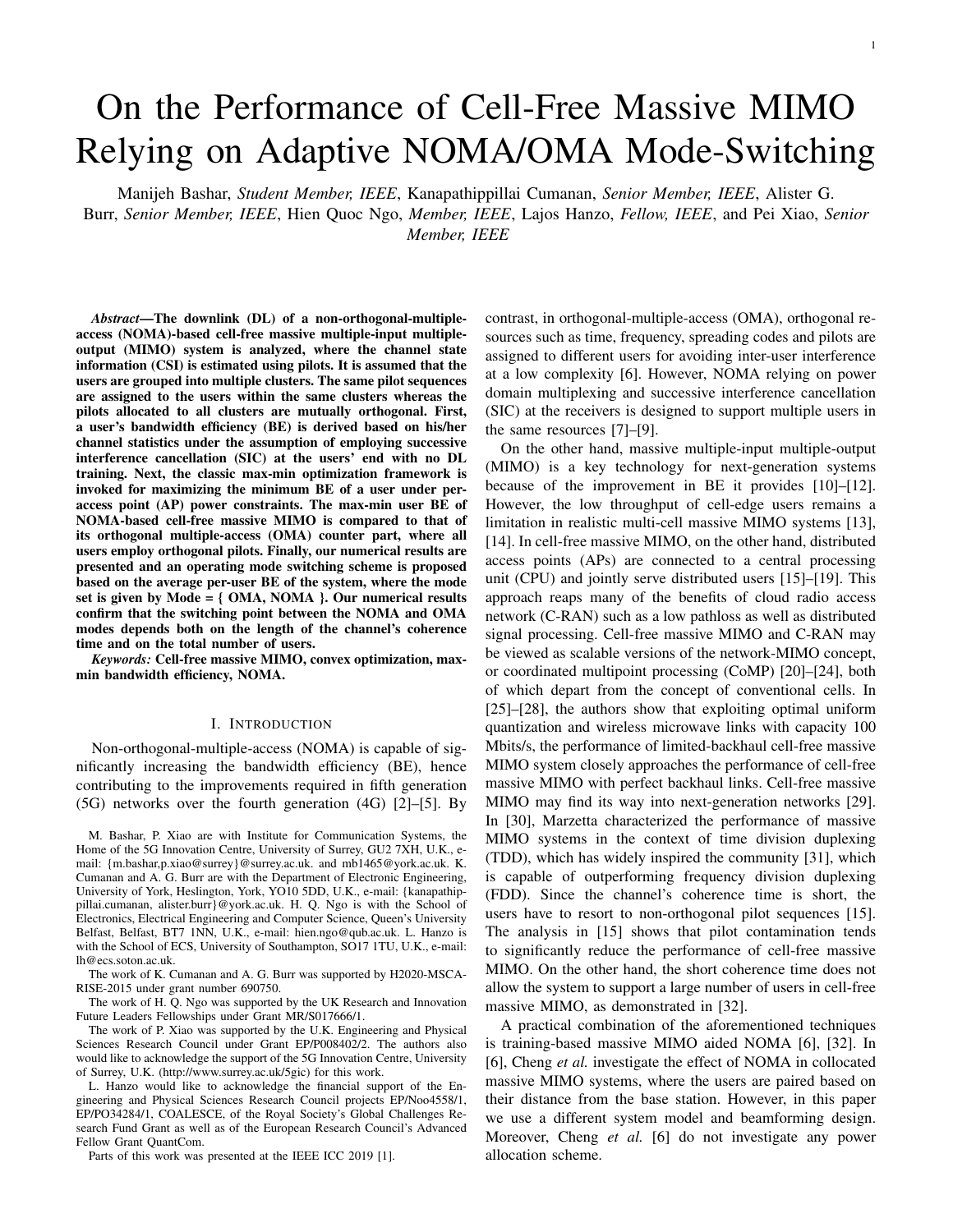# On the Performance of Cell-Free Massive MIMO Relying on Adaptive NOMA/OMA Mode-Switching

Manijeh Bashar, *Student Member, IEEE*, Kanapathippillai Cumanan, *Senior Member, IEEE*, Alister G. Burr, *Senior Member, IEEE*, Hien Quoc Ngo, *Member, IEEE*, Lajos Hanzo, *Fellow, IEEE*, and Pei Xiao, *Senior Member, IEEE*

***Abstract*—The downlink (DL) of a non-orthogonal-multiple-access (NOMA)-based cell-free massive multiple-input multiple-output (MIMO) system is analyzed, where the channel state information (CSI) is estimated using pilots. It is assumed that the users are grouped into multiple clusters. The same pilot sequences are assigned to the users within the same clusters whereas the pilots allocated to all clusters are mutually orthogonal. First, a user's bandwidth efficiency (BE) is derived based on his/her channel statistics under the assumption of employing successive interference cancellation (SIC) at the users' end with no DL training. Next, the classic max-min optimization framework is invoked for maximizing the minimum BE of a user under per-access point (AP) power constraints. The max-min user BE of NOMA-based cell-free massive MIMO is compared to that of its orthogonal multiple-access (OMA) counter part, where all users employ orthogonal pilots. Finally, our numerical results are presented and an operating mode switching scheme is proposed based on the average per-user BE of the system, where the mode set is given by Mode = { OMA, NOMA }. Our numerical results confirm that the switching point between the NOMA and OMA modes depends both on the length of the channel's coherence time and on the total number of users.**

***Keywords:* Cell-free massive MIMO, convex optimization, max-min bandwidth efficiency, NOMA.**

## I. Introduction

Non-orthogonal-multiple-access (NOMA) is capable of significantly increasing the bandwidth efficiency (BE), hence contributing to the improvements required in fifth generation (5G) networks over the fourth generation (4G) [2]–[5]. By contrast, in orthogonal-multiple-access (OMA), orthogonal resources such as time, frequency, spreading codes and pilots are assigned to different users for avoiding inter-user interference at a low complexity [6]. However, NOMA relying on power domain multiplexing and successive interference cancellation (SIC) at the receivers is designed to support multiple users in the same resources [7]–[9].

On the other hand, massive multiple-input multiple-output (MIMO) is a key technology for next-generation systems because of the improvement in BE it provides [10]–[12]. However, the low throughput of cell-edge users remains a limitation in realistic multi-cell massive MIMO systems [13], [14]. In cell-free massive MIMO, on the other hand, distributed access points (APs) are connected to a central processing unit (CPU) and jointly serve distributed users [15]–[19]. This approach reaps many of the benefits of cloud radio access network (C-RAN) such as a low pathloss as well as distributed signal processing. Cell-free massive MIMO and C-RAN may be viewed as scalable versions of the network-MIMO concept, or coordinated multipoint processing (CoMP) [20]–[24], both of which depart from the concept of conventional cells. In [25]–[28], the authors show that exploiting optimal uniform quantization and wireless microwave links with capacity 100 Mbits/s, the performance of limited-backhaul cell-free massive MIMO system closely approaches the performance of cell-free massive MIMO with perfect backhaul links. Cell-free massive MIMO may find its way into next-generation networks [29]. In [30], Marzetta characterized the performance of massive MIMO systems in the context of time division duplexing (TDD), which has widely inspired the community [31], which is capable of outperforming frequency division duplexing (FDD). Since the channel's coherence time is short, the users have to resort to non-orthogonal pilot sequences [15]. The analysis in [15] shows that pilot contamination tends to significantly reduce the performance of cell-free massive MIMO. On the other hand, the short coherence time does not allow the system to support a large number of users in cell-free massive MIMO, as demonstrated in [32].

A practical combination of the aforementioned techniques is training-based massive MIMO aided NOMA [6], [32]. In [6], Cheng *et al.* investigate the effect of NOMA in collocated massive MIMO systems, where the users are paired based on their distance from the base station. However, in this paper we use a different system model and beamforming design. Moreover, Cheng *et al.* [6] do not investigate any power allocation scheme.

M. Bashar, P. Xiao are with Institute for Communication Systems, the Home of the 5G Innovation Centre, University of Surrey, GU2 7XH, U.K., e-mail: {m.bashar,p.xiao@surrey}@surrey.ac.uk. and mb1465@york.ac.uk. K. Cumanan and A. G. Burr are with the Department of Electronic Engineering, University of York, Heslington, York, YO10 5DD, U.K., e-mail: {kanapathippillai.cumanan, alister.burr}@york.ac.uk. H. Q. Ngo is with the School of Electronics, Electrical Engineering and Computer Science, Queen's University Belfast, Belfast, BT7 1NN, U.K., e-mail: hien.ngo@qub.ac.uk. L. Hanzo is with the School of ECS, University of Southampton, SO17 1TU, U.K., e-mail: lh@ecs.soton.ac.uk.

The work of K. Cumanan and A. G. Burr was supported by H2020-MSCA-RISE-2015 under grant number 690750.

The work of H. Q. Ngo was supported by the UK Research and Innovation Future Leaders Fellowships under Grant MR/S017666/1.

The work of P. Xiao was supported by the U.K. Engineering and Physical Sciences Research Council under Grant EP/P008402/2. The authors also would like to acknowledge the support of the 5G Innovation Centre, University of Surrey, U.K. (http://www.surrey.ac.uk/5gic) for this work.

L. Hanzo would like to acknowledge the financial support of the Engineering and Physical Sciences Research Council projects EP/Noo4558/1, EP/PO34284/1, COALESCE, of the Royal Society's Global Challenges Research Fund Grant as well as of the European Research Council's Advanced Fellow Grant QuantCom.

Parts of this work was presented at the IEEE ICC 2019 [1].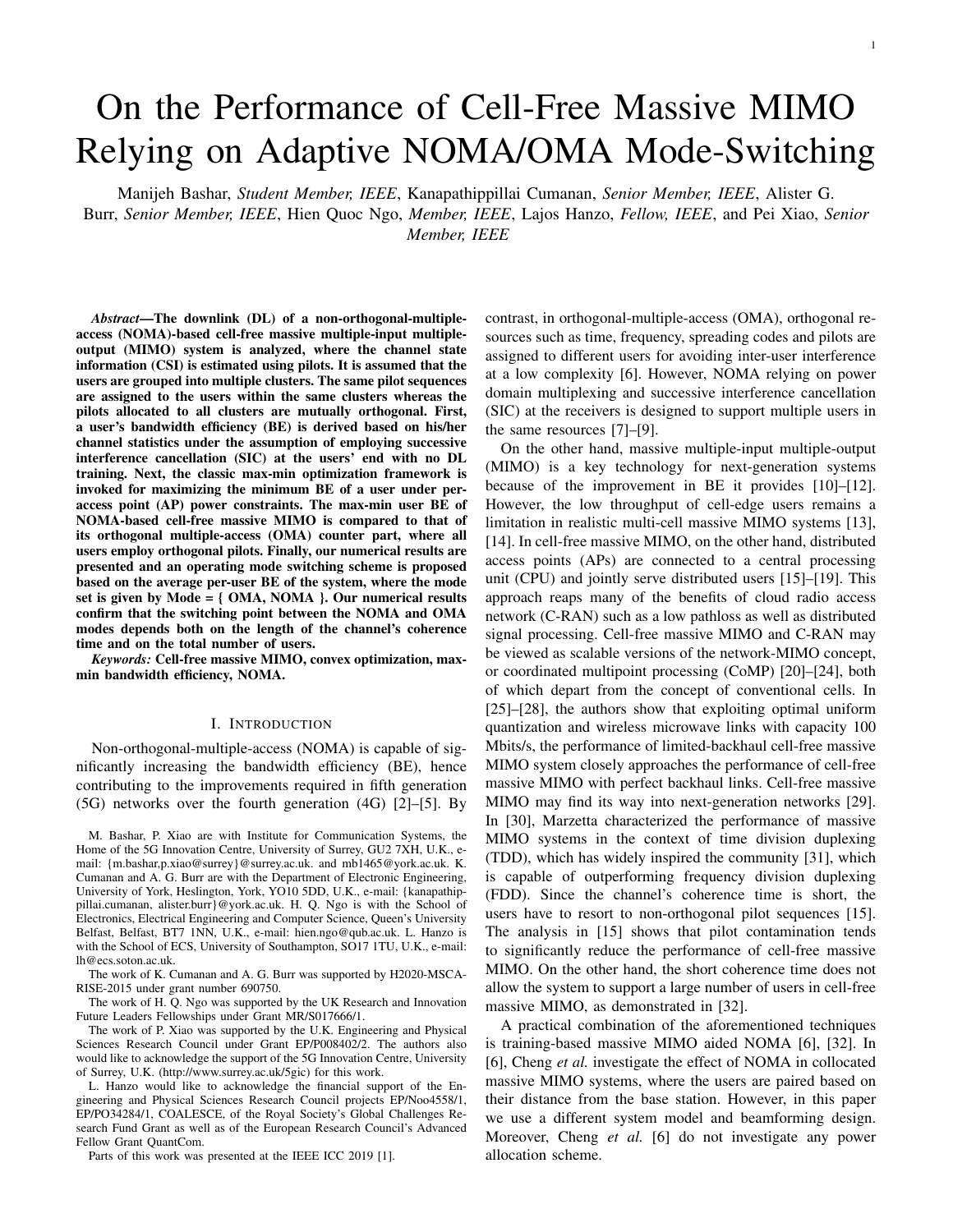# On the Performance of Cell-Free Massive MIMO Relying on Adaptive NOMA/OMA Mode-Switching

Manijeh Bashar, *Student Member, IEEE*, Kanapathippillai Cumanan, *Senior Member, IEEE*, Alister G. Burr, *Senior Member, IEEE*, Hien Quoc Ngo, *Member, IEEE*, Lajos Hanzo, *Fellow, IEEE*, and Pei Xiao, *Senior Member, IEEE*

***Abstract*—The downlink (DL) of a non-orthogonal-multiple-access (NOMA)-based cell-free massive multiple-input multiple-output (MIMO) system is analyzed, where the channel state information (CSI) is estimated using pilots. It is assumed that the users are grouped into multiple clusters. The same pilot sequences are assigned to the users within the same clusters whereas the pilots allocated to all clusters are mutually orthogonal. First, a user's bandwidth efficiency (BE) is derived based on his/her channel statistics under the assumption of employing successive interference cancellation (SIC) at the users' end with no DL training. Next, the classic max-min optimization framework is invoked for maximizing the minimum BE of a user under per-access point (AP) power constraints. The max-min user BE of NOMA-based cell-free massive MIMO is compared to that of its orthogonal multiple-access (OMA) counter part, where all users employ orthogonal pilots. Finally, our numerical results are presented and an operating mode switching scheme is proposed based on the average per-user BE of the system, where the mode set is given by Mode = { OMA, NOMA }. Our numerical results confirm that the switching point between the NOMA and OMA modes depends both on the length of the channel's coherence time and on the total number of users.**

***Keywords:*** **Cell-free massive MIMO, convex optimization, max-min bandwidth efficiency, NOMA.**

## I. INTRODUCTION

Non-orthogonal-multiple-access (NOMA) is capable of significantly increasing the bandwidth efficiency (BE), hence contributing to the improvements required in fifth generation (5G) networks over the fourth generation (4G) [2]–[5]. By contrast, in orthogonal-multiple-access (OMA), orthogonal resources such as time, frequency, spreading codes and pilots are assigned to different users for avoiding inter-user interference at a low complexity [6]. However, NOMA relying on power domain multiplexing and successive interference cancellation (SIC) at the receivers is designed to support multiple users in the same resources [7]–[9].

On the other hand, massive multiple-input multiple-output (MIMO) is a key technology for next-generation systems because of the improvement in BE it provides [10]–[12]. However, the low throughput of cell-edge users remains a limitation in realistic multi-cell massive MIMO systems [13], [14]. In cell-free massive MIMO, on the other hand, distributed access points (APs) are connected to a central processing unit (CPU) and jointly serve distributed users [15]–[19]. This approach reaps many of the benefits of cloud radio access network (C-RAN) such as a low pathloss as well as distributed signal processing. Cell-free massive MIMO and C-RAN may be viewed as scalable versions of the network-MIMO concept, or coordinated multipoint processing (CoMP) [20]–[24], both of which depart from the concept of conventional cells. In [25]–[28], the authors show that exploiting optimal uniform quantization and wireless microwave links with capacity 100 Mbits/s, the performance of limited-backhaul cell-free massive MIMO system closely approaches the performance of cell-free massive MIMO with perfect backhaul links. Cell-free massive MIMO may find its way into next-generation networks [29]. In [30], Marzetta characterized the performance of massive MIMO systems in the context of time division duplexing (TDD), which has widely inspired the community [31], which is capable of outperforming frequency division duplexing (FDD). Since the channel's coherence time is short, the users have to resort to non-orthogonal pilot sequences [15]. The analysis in [15] shows that pilot contamination tends to significantly reduce the performance of cell-free massive MIMO. On the other hand, the short coherence time does not allow the system to support a large number of users in cell-free massive MIMO, as demonstrated in [32].

A practical combination of the aforementioned techniques is training-based massive MIMO aided NOMA [6], [32]. In [6], Cheng *et al.* investigate the effect of NOMA in collocated massive MIMO systems, where the users are paired based on their distance from the base station. However, in this paper we use a different system model and beamforming design. Moreover, Cheng *et al.* [6] do not investigate any power allocation scheme.

M. Bashar, P. Xiao are with Institute for Communication Systems, the Home of the 5G Innovation Centre, University of Surrey, GU2 7XH, U.K., e-mail: {m.bashar,p.xiao@surrey}@surrey.ac.uk. and mb1465@york.ac.uk. K. Cumanan and A. G. Burr are with the Department of Electronic Engineering, University of York, Heslington, York, YO10 5DD, U.K., e-mail: {kanapathippillai.cumanan, alister.burr}@york.ac.uk. H. Q. Ngo is with the School of Electronics, Electrical Engineering and Computer Science, Queen's University Belfast, Belfast, BT7 1NN, U.K., e-mail: hien.ngo@qub.ac.uk. L. Hanzo is with the School of ECS, University of Southampton, SO17 1TU, U.K., e-mail: lh@ecs.soton.ac.uk.

The work of K. Cumanan and A. G. Burr was supported by H2020-MSCA-RISE-2015 under grant number 690750.

The work of H. Q. Ngo was supported by the UK Research and Innovation Future Leaders Fellowships under Grant MR/S017666/1.

The work of P. Xiao was supported by the U.K. Engineering and Physical Sciences Research Council under Grant EP/P008402/2. The authors also would like to acknowledge the support of the 5G Innovation Centre, University of Surrey, U.K. (http://www.surrey.ac.uk/5gic) for this work.

L. Hanzo would like to acknowledge the financial support of the Engineering and Physical Sciences Research Council projects EP/Noo4558/1, EP/PO34284/1, COALESCE, of the Royal Society's Global Challenges Research Fund Grant as well as of the European Research Council's Advanced Fellow Grant QuantCom.

Parts of this work was presented at the IEEE ICC 2019 [1].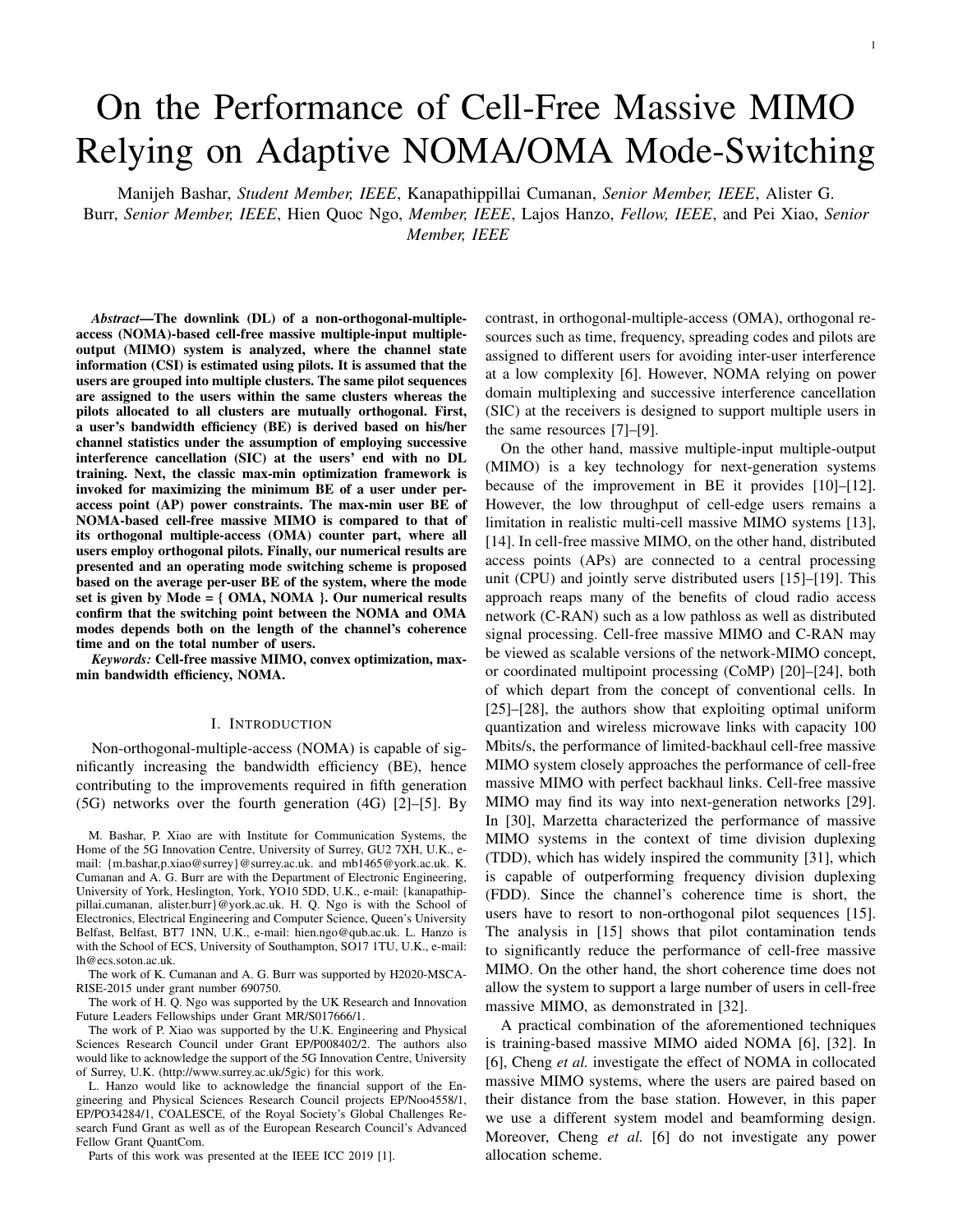# On the Performance of Cell-Free Massive MIMO Relying on Adaptive NOMA/OMA Mode-Switching

Manijeh Bashar, *Student Member, IEEE*, Kanapathippillai Cumanan, *Senior Member, IEEE*, Alister G. Burr, *Senior Member, IEEE*, Hien Quoc Ngo, *Member, IEEE*, Lajos Hanzo, *Fellow, IEEE*, and Pei Xiao, *Senior Member, IEEE*

***Abstract*—The downlink (DL) of a non-orthogonal-multiple-access (NOMA)-based cell-free massive multiple-input multiple-output (MIMO) system is analyzed, where the channel state information (CSI) is estimated using pilots. It is assumed that the users are grouped into multiple clusters. The same pilot sequences are assigned to the users within the same clusters whereas the pilots allocated to all clusters are mutually orthogonal. First, a user's bandwidth efficiency (BE) is derived based on his/her channel statistics under the assumption of employing successive interference cancellation (SIC) at the users' end with no DL training. Next, the classic max-min optimization framework is invoked for maximizing the minimum BE of a user under per-access point (AP) power constraints. The max-min user BE of NOMA-based cell-free massive MIMO is compared to that of its orthogonal multiple-access (OMA) counter part, where all users employ orthogonal pilots. Finally, our numerical results are presented and an operating mode switching scheme is proposed based on the average per-user BE of the system, where the mode set is given by Mode = { OMA, NOMA }. Our numerical results confirm that the switching point between the NOMA and OMA modes depends both on the length of the channel's coherence time and on the total number of users.**

***Keywords:* Cell-free massive MIMO, convex optimization, max-min bandwidth efficiency, NOMA.**

## I. Introduction

Non-orthogonal-multiple-access (NOMA) is capable of significantly increasing the bandwidth efficiency (BE), hence contributing to the improvements required in fifth generation (5G) networks over the fourth generation (4G) [2]–[5]. By contrast, in orthogonal-multiple-access (OMA), orthogonal resources such as time, frequency, spreading codes and pilots are assigned to different users for avoiding inter-user interference at a low complexity [6]. However, NOMA relying on power domain multiplexing and successive interference cancellation (SIC) at the receivers is designed to support multiple users in the same resources [7]–[9].

On the other hand, massive multiple-input multiple-output (MIMO) is a key technology for next-generation systems because of the improvement in BE it provides [10]–[12]. However, the low throughput of cell-edge users remains a limitation in realistic multi-cell massive MIMO systems [13], [14]. In cell-free massive MIMO, on the other hand, distributed access points (APs) are connected to a central processing unit (CPU) and jointly serve distributed users [15]–[19]. This approach reaps many of the benefits of cloud radio access network (C-RAN) such as a low pathloss as well as distributed signal processing. Cell-free massive MIMO and C-RAN may be viewed as scalable versions of the network-MIMO concept, or coordinated multipoint processing (CoMP) [20]–[24], both of which depart from the concept of conventional cells. In [25]–[28], the authors show that exploiting optimal uniform quantization and wireless microwave links with capacity 100 Mbits/s, the performance of limited-backhaul cell-free massive MIMO system closely approaches the performance of cell-free massive MIMO with perfect backhaul links. Cell-free massive MIMO may find its way into next-generation networks [29]. In [30], Marzetta characterized the performance of massive MIMO systems in the context of time division duplexing (TDD), which has widely inspired the community [31], which is capable of outperforming frequency division duplexing (FDD). Since the channel's coherence time is short, the users have to resort to non-orthogonal pilot sequences [15]. The analysis in [15] shows that pilot contamination tends to significantly reduce the performance of cell-free massive MIMO. On the other hand, the short coherence time does not allow the system to support a large number of users in cell-free massive MIMO, as demonstrated in [32].

A practical combination of the aforementioned techniques is training-based massive MIMO aided NOMA [6], [32]. In [6], Cheng *et al.* investigate the effect of NOMA in collocated massive MIMO systems, where the users are paired based on their distance from the base station. However, in this paper we use a different system model and beamforming design. Moreover, Cheng *et al.* [6] do not investigate any power allocation scheme.

M. Bashar, P. Xiao are with Institute for Communication Systems, the Home of the 5G Innovation Centre, University of Surrey, GU2 7XH, U.K., e-mail: {m.bashar,p.xiao@surrey}@surrey.ac.uk. and mb1465@york.ac.uk. K. Cumanan and A. G. Burr are with the Department of Electronic Engineering, University of York, Heslington, York, YO10 5DD, U.K., e-mail: {kanapathippillai.cumanan, alister.burr}@york.ac.uk. H. Q. Ngo is with the School of Electronics, Electrical Engineering and Computer Science, Queen's University Belfast, Belfast, BT7 1NN, U.K., e-mail: hien.ngo@qub.ac.uk. L. Hanzo is with the School of ECS, University of Southampton, SO17 1TU, U.K., e-mail: lh@ecs.soton.ac.uk.

The work of K. Cumanan and A. G. Burr was supported by H2020-MSCA-RISE-2015 under grant number 690750.

The work of H. Q. Ngo was supported by the UK Research and Innovation Future Leaders Fellowships under Grant MR/S017666/1.

The work of P. Xiao was supported by the U.K. Engineering and Physical Sciences Research Council under Grant EP/P008402/2. The authors also would like to acknowledge the support of the 5G Innovation Centre, University of Surrey, U.K. (http://www.surrey.ac.uk/5gic) for this work.

L. Hanzo would like to acknowledge the financial support of the Engineering and Physical Sciences Research Council projects EP/Noo4558/1, EP/PO34284/1, COALESCE, of the Royal Society's Global Challenges Research Fund Grant as well as of the European Research Council's Advanced Fellow Grant QuantCom.

Parts of this work was presented at the IEEE ICC 2019 [1].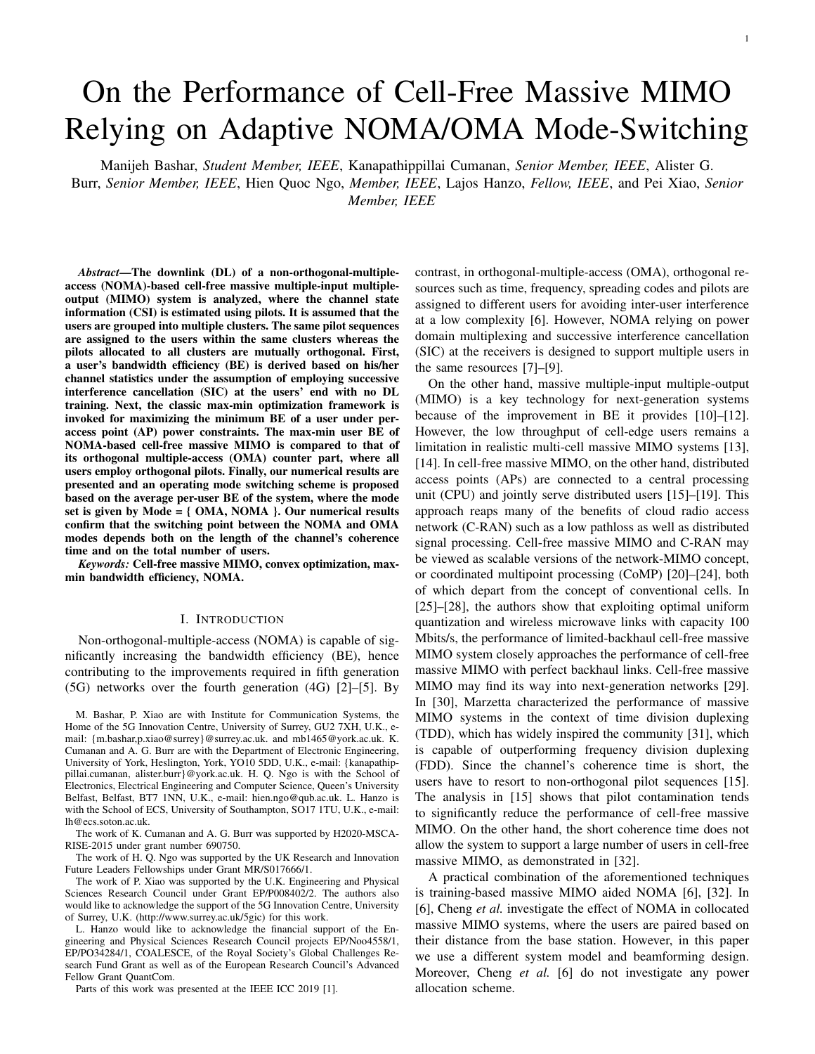# On the Performance of Cell-Free Massive MIMO Relying on Adaptive NOMA/OMA Mode-Switching

Manijeh Bashar, *Student Member, IEEE*, Kanapathippillai Cumanan, *Senior Member, IEEE*, Alister G. Burr, *Senior Member, IEEE*, Hien Quoc Ngo, *Member, IEEE*, Lajos Hanzo, *Fellow, IEEE*, and Pei Xiao, *Senior Member, IEEE*

***Abstract*—The downlink (DL) of a non-orthogonal-multiple-access (NOMA)-based cell-free massive multiple-input multiple-output (MIMO) system is analyzed, where the channel state information (CSI) is estimated using pilots. It is assumed that the users are grouped into multiple clusters. The same pilot sequences are assigned to the users within the same clusters whereas the pilots allocated to all clusters are mutually orthogonal. First, a user's bandwidth efficiency (BE) is derived based on his/her channel statistics under the assumption of employing successive interference cancellation (SIC) at the users' end with no DL training. Next, the classic max-min optimization framework is invoked for maximizing the minimum BE of a user under per-access point (AP) power constraints. The max-min user BE of NOMA-based cell-free massive MIMO is compared to that of its orthogonal multiple-access (OMA) counter part, where all users employ orthogonal pilots. Finally, our numerical results are presented and an operating mode switching scheme is proposed based on the average per-user BE of the system, where the mode set is given by Mode = { OMA, NOMA }. Our numerical results confirm that the switching point between the NOMA and OMA modes depends both on the length of the channel's coherence time and on the total number of users.**

***Keywords:* Cell-free massive MIMO, convex optimization, max-min bandwidth efficiency, NOMA.**

## I. Introduction

Non-orthogonal-multiple-access (NOMA) is capable of significantly increasing the bandwidth efficiency (BE), hence contributing to the improvements required in fifth generation (5G) networks over the fourth generation (4G) [2]–[5]. By contrast, in orthogonal-multiple-access (OMA), orthogonal resources such as time, frequency, spreading codes and pilots are assigned to different users for avoiding inter-user interference at a low complexity [6]. However, NOMA relying on power domain multiplexing and successive interference cancellation (SIC) at the receivers is designed to support multiple users in the same resources [7]–[9].

On the other hand, massive multiple-input multiple-output (MIMO) is a key technology for next-generation systems because of the improvement in BE it provides [10]–[12]. However, the low throughput of cell-edge users remains a limitation in realistic multi-cell massive MIMO systems [13], [14]. In cell-free massive MIMO, on the other hand, distributed access points (APs) are connected to a central processing unit (CPU) and jointly serve distributed users [15]–[19]. This approach reaps many of the benefits of cloud radio access network (C-RAN) such as a low pathloss as well as distributed signal processing. Cell-free massive MIMO and C-RAN may be viewed as scalable versions of the network-MIMO concept, or coordinated multipoint processing (CoMP) [20]–[24], both of which depart from the concept of conventional cells. In [25]–[28], the authors show that exploiting optimal uniform quantization and wireless microwave links with capacity 100 Mbits/s, the performance of limited-backhaul cell-free massive MIMO system closely approaches the performance of cell-free massive MIMO with perfect backhaul links. Cell-free massive MIMO may find its way into next-generation networks [29]. In [30], Marzetta characterized the performance of massive MIMO systems in the context of time division duplexing (TDD), which has widely inspired the community [31], which is capable of outperforming frequency division duplexing (FDD). Since the channel's coherence time is short, the users have to resort to non-orthogonal pilot sequences [15]. The analysis in [15] shows that pilot contamination tends to significantly reduce the performance of cell-free massive MIMO. On the other hand, the short coherence time does not allow the system to support a large number of users in cell-free massive MIMO, as demonstrated in [32].

A practical combination of the aforementioned techniques is training-based massive MIMO aided NOMA [6], [32]. In [6], Cheng *et al.* investigate the effect of NOMA in collocated massive MIMO systems, where the users are paired based on their distance from the base station. However, in this paper we use a different system model and beamforming design. Moreover, Cheng *et al.* [6] do not investigate any power allocation scheme.

M. Bashar, P. Xiao are with Institute for Communication Systems, the Home of the 5G Innovation Centre, University of Surrey, GU2 7XH, U.K., e-mail: {m.bashar,p.xiao@surrey}@surrey.ac.uk. and mb1465@york.ac.uk. K. Cumanan and A. G. Burr are with the Department of Electronic Engineering, University of York, Heslington, York, YO10 5DD, U.K., e-mail: {kanapathippillai.cumanan, alister.burr}@york.ac.uk. H. Q. Ngo is with the School of Electronics, Electrical Engineering and Computer Science, Queen's University Belfast, Belfast, BT7 1NN, U.K., e-mail: hien.ngo@qub.ac.uk. L. Hanzo is with the School of ECS, University of Southampton, SO17 1TU, U.K., e-mail: lh@ecs.soton.ac.uk.

The work of K. Cumanan and A. G. Burr was supported by H2020-MSCA-RISE-2015 under grant number 690750.

The work of H. Q. Ngo was supported by the UK Research and Innovation Future Leaders Fellowships under Grant MR/S017666/1.

The work of P. Xiao was supported by the U.K. Engineering and Physical Sciences Research Council under Grant EP/P008402/2. The authors also would like to acknowledge the support of the 5G Innovation Centre, University of Surrey, U.K. (http://www.surrey.ac.uk/5gic) for this work.

L. Hanzo would like to acknowledge the financial support of the Engineering and Physical Sciences Research Council projects EP/Noo4558/1, EP/PO34284/1, COALESCE, of the Royal Society's Global Challenges Research Fund Grant as well as of the European Research Council's Advanced Fellow Grant QuantCom.

Parts of this work was presented at the IEEE ICC 2019 [1].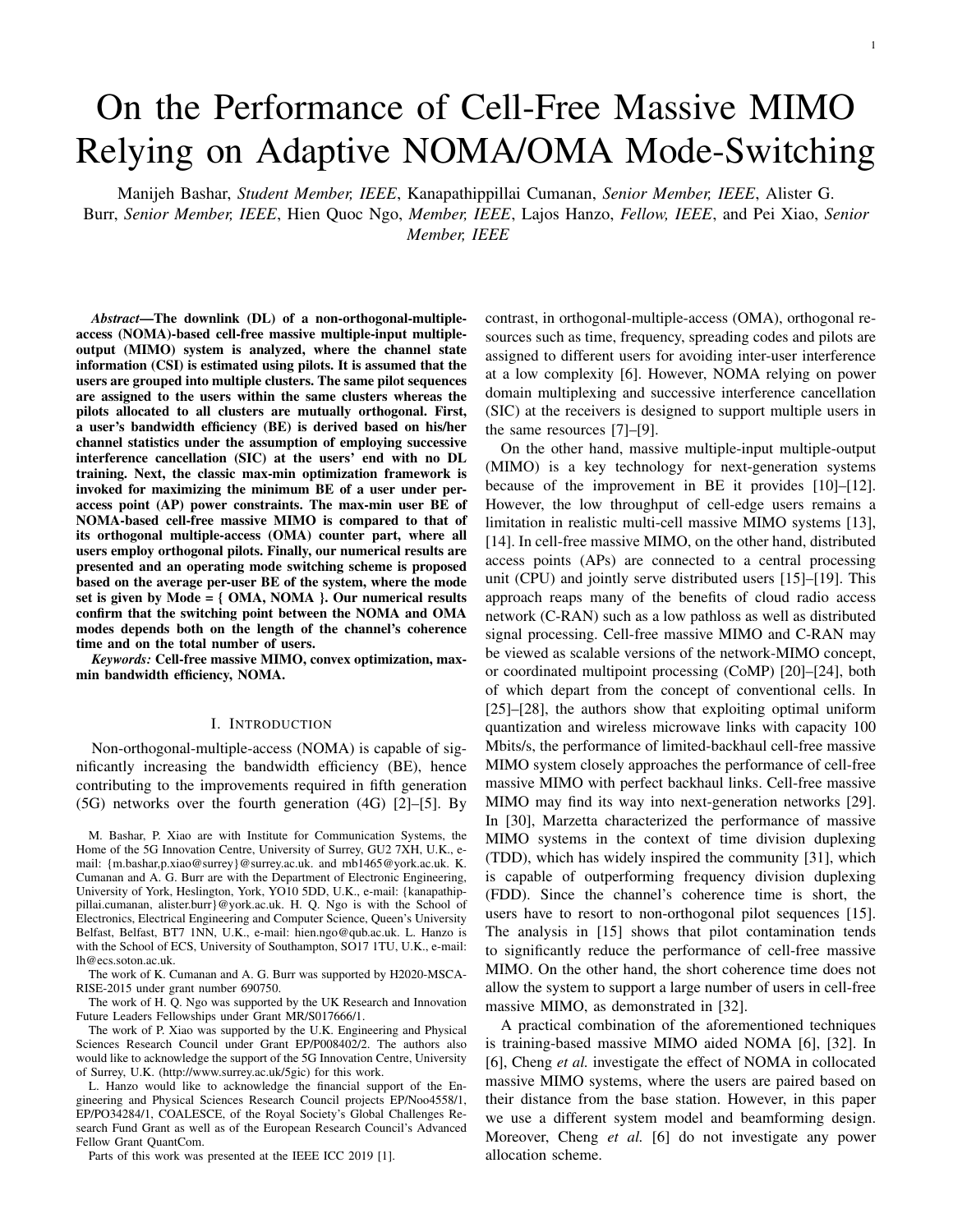# On the Performance of Cell-Free Massive MIMO Relying on Adaptive NOMA/OMA Mode-Switching

Manijeh Bashar, *Student Member, IEEE*, Kanapathippillai Cumanan, *Senior Member, IEEE*, Alister G. Burr, *Senior Member, IEEE*, Hien Quoc Ngo, *Member, IEEE*, Lajos Hanzo, *Fellow, IEEE*, and Pei Xiao, *Senior Member, IEEE*

***Abstract*—The downlink (DL) of a non-orthogonal-multiple-access (NOMA)-based cell-free massive multiple-input multiple-output (MIMO) system is analyzed, where the channel state information (CSI) is estimated using pilots. It is assumed that the users are grouped into multiple clusters. The same pilot sequences are assigned to the users within the same clusters whereas the pilots allocated to all clusters are mutually orthogonal. First, a user's bandwidth efficiency (BE) is derived based on his/her channel statistics under the assumption of employing successive interference cancellation (SIC) at the users' end with no DL training. Next, the classic max-min optimization framework is invoked for maximizing the minimum BE of a user under per-access point (AP) power constraints. The max-min user BE of NOMA-based cell-free massive MIMO is compared to that of its orthogonal multiple-access (OMA) counter part, where all users employ orthogonal pilots. Finally, our numerical results are presented and an operating mode switching scheme is proposed based on the average per-user BE of the system, where the mode set is given by Mode = { OMA, NOMA }. Our numerical results confirm that the switching point between the NOMA and OMA modes depends both on the length of the channel's coherence time and on the total number of users.**

***Keywords:*** **Cell-free massive MIMO, convex optimization, max-min bandwidth efficiency, NOMA.**

## I. Introduction

Non-orthogonal-multiple-access (NOMA) is capable of significantly increasing the bandwidth efficiency (BE), hence contributing to the improvements required in fifth generation (5G) networks over the fourth generation (4G) [2]–[5]. By contrast, in orthogonal-multiple-access (OMA), orthogonal resources such as time, frequency, spreading codes and pilots are assigned to different users for avoiding inter-user interference at a low complexity [6]. However, NOMA relying on power domain multiplexing and successive interference cancellation (SIC) at the receivers is designed to support multiple users in the same resources [7]–[9].

On the other hand, massive multiple-input multiple-output (MIMO) is a key technology for next-generation systems because of the improvement in BE it provides [10]–[12]. However, the low throughput of cell-edge users remains a limitation in realistic multi-cell massive MIMO systems [13], [14]. In cell-free massive MIMO, on the other hand, distributed access points (APs) are connected to a central processing unit (CPU) and jointly serve distributed users [15]–[19]. This approach reaps many of the benefits of cloud radio access network (C-RAN) such as a low pathloss as well as distributed signal processing. Cell-free massive MIMO and C-RAN may be viewed as scalable versions of the network-MIMO concept, or coordinated multipoint processing (CoMP) [20]–[24], both of which depart from the concept of conventional cells. In [25]–[28], the authors show that exploiting optimal uniform quantization and wireless microwave links with capacity 100 Mbits/s, the performance of limited-backhaul cell-free massive MIMO system closely approaches the performance of cell-free massive MIMO with perfect backhaul links. Cell-free massive MIMO may find its way into next-generation networks [29]. In [30], Marzetta characterized the performance of massive MIMO systems in the context of time division duplexing (TDD), which has widely inspired the community [31], which is capable of outperforming frequency division duplexing (FDD). Since the channel's coherence time is short, the users have to resort to non-orthogonal pilot sequences [15]. The analysis in [15] shows that pilot contamination tends to significantly reduce the performance of cell-free massive MIMO. On the other hand, the short coherence time does not allow the system to support a large number of users in cell-free massive MIMO, as demonstrated in [32].

A practical combination of the aforementioned techniques is training-based massive MIMO aided NOMA [6], [32]. In [6], Cheng *et al.* investigate the effect of NOMA in collocated massive MIMO systems, where the users are paired based on their distance from the base station. However, in this paper we use a different system model and beamforming design. Moreover, Cheng *et al.* [6] do not investigate any power allocation scheme.

---

M. Bashar, P. Xiao are with Institute for Communication Systems, the Home of the 5G Innovation Centre, University of Surrey, GU2 7XH, U.K., e-mail: {m.bashar,p.xiao@surrey}@surrey.ac.uk. and mb1465@york.ac.uk. K. Cumanan and A. G. Burr are with the Department of Electronic Engineering, University of York, Heslington, York, YO10 5DD, U.K., e-mail: {kanapathippillai.cumanan, alister.burr}@york.ac.uk. H. Q. Ngo is with the School of Electronics, Electrical Engineering and Computer Science, Queen's University Belfast, Belfast, BT7 1NN, U.K., e-mail: hien.ngo@qub.ac.uk. L. Hanzo is with the School of ECS, University of Southampton, SO17 1TU, U.K., e-mail: lh@ecs.soton.ac.uk.

The work of K. Cumanan and A. G. Burr was supported by H2020-MSCA-RISE-2015 under grant number 690750.

The work of H. Q. Ngo was supported by the UK Research and Innovation Future Leaders Fellowships under Grant MR/S017666/1.

The work of P. Xiao was supported by the U.K. Engineering and Physical Sciences Research Council under Grant EP/P008402/2. The authors also would like to acknowledge the support of the 5G Innovation Centre, University of Surrey, U.K. (http://www.surrey.ac.uk/5gic) for this work.

L. Hanzo would like to acknowledge the financial support of the Engineering and Physical Sciences Research Council projects EP/Noo4558/1, EP/PO34284/1, COALESCE, of the Royal Society's Global Challenges Research Fund Grant as well as of the European Research Council's Advanced Fellow Grant QuantCom.

Parts of this work was presented at the IEEE ICC 2019 [1].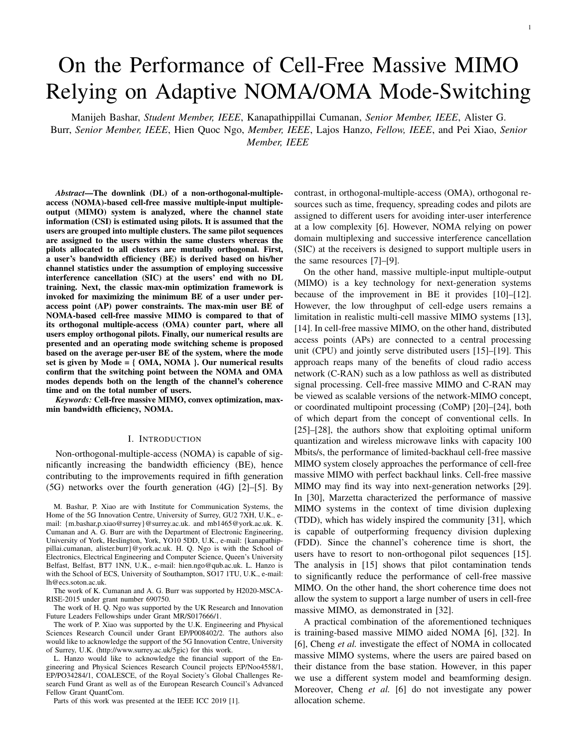# On the Performance of Cell-Free Massive MIMO Relying on Adaptive NOMA/OMA Mode-Switching

Manijeh Bashar, *Student Member, IEEE*, Kanapathippillai Cumanan, *Senior Member, IEEE*, Alister G. Burr, *Senior Member, IEEE*, Hien Quoc Ngo, *Member, IEEE*, Lajos Hanzo, *Fellow, IEEE*, and Pei Xiao, *Senior Member, IEEE*

***Abstract*—The downlink (DL) of a non-orthogonal-multiple-access (NOMA)-based cell-free massive multiple-input multiple-output (MIMO) system is analyzed, where the channel state information (CSI) is estimated using pilots. It is assumed that the users are grouped into multiple clusters. The same pilot sequences are assigned to the users within the same clusters whereas the pilots allocated to all clusters are mutually orthogonal. First, a user's bandwidth efficiency (BE) is derived based on his/her channel statistics under the assumption of employing successive interference cancellation (SIC) at the users' end with no DL training. Next, the classic max-min optimization framework is invoked for maximizing the minimum BE of a user under per-access point (AP) power constraints. The max-min user BE of NOMA-based cell-free massive MIMO is compared to that of its orthogonal multiple-access (OMA) counter part, where all users employ orthogonal pilots. Finally, our numerical results are presented and an operating mode switching scheme is proposed based on the average per-user BE of the system, where the mode set is given by Mode = { OMA, NOMA }. Our numerical results confirm that the switching point between the NOMA and OMA modes depends both on the length of the channel's coherence time and on the total number of users.**

***Keywords:*** **Cell-free massive MIMO, convex optimization, max-min bandwidth efficiency, NOMA.**

## I. Introduction

Non-orthogonal-multiple-access (NOMA) is capable of significantly increasing the bandwidth efficiency (BE), hence contributing to the improvements required in fifth generation (5G) networks over the fourth generation (4G) [2]–[5]. By contrast, in orthogonal-multiple-access (OMA), orthogonal resources such as time, frequency, spreading codes and pilots are assigned to different users for avoiding inter-user interference at a low complexity [6]. However, NOMA relying on power domain multiplexing and successive interference cancellation (SIC) at the receivers is designed to support multiple users in the same resources [7]–[9].

On the other hand, massive multiple-input multiple-output (MIMO) is a key technology for next-generation systems because of the improvement in BE it provides [10]–[12]. However, the low throughput of cell-edge users remains a limitation in realistic multi-cell massive MIMO systems [13], [14]. In cell-free massive MIMO, on the other hand, distributed access points (APs) are connected to a central processing unit (CPU) and jointly serve distributed users [15]–[19]. This approach reaps many of the benefits of cloud radio access network (C-RAN) such as a low pathloss as well as distributed signal processing. Cell-free massive MIMO and C-RAN may be viewed as scalable versions of the network-MIMO concept, or coordinated multipoint processing (CoMP) [20]–[24], both of which depart from the concept of conventional cells. In [25]–[28], the authors show that exploiting optimal uniform quantization and wireless microwave links with capacity 100 Mbits/s, the performance of limited-backhaul cell-free massive MIMO system closely approaches the performance of cell-free massive MIMO with perfect backhaul links. Cell-free massive MIMO may find its way into next-generation networks [29]. In [30], Marzetta characterized the performance of massive MIMO systems in the context of time division duplexing (TDD), which has widely inspired the community [31], which is capable of outperforming frequency division duplexing (FDD). Since the channel's coherence time is short, the users have to resort to non-orthogonal pilot sequences [15]. The analysis in [15] shows that pilot contamination tends to significantly reduce the performance of cell-free massive MIMO. On the other hand, the short coherence time does not allow the system to support a large number of users in cell-free massive MIMO, as demonstrated in [32].

A practical combination of the aforementioned techniques is training-based massive MIMO aided NOMA [6], [32]. In [6], Cheng *et al.* investigate the effect of NOMA in collocated massive MIMO systems, where the users are paired based on their distance from the base station. However, in this paper we use a different system model and beamforming design. Moreover, Cheng *et al.* [6] do not investigate any power allocation scheme.

M. Bashar, P. Xiao are with Institute for Communication Systems, the Home of the 5G Innovation Centre, University of Surrey, GU2 7XH, U.K., e-mail: {m.bashar,p.xiao@surrey}@surrey.ac.uk. and mb1465@york.ac.uk. K. Cumanan and A. G. Burr are with the Department of Electronic Engineering, University of York, Heslington, York, YO10 5DD, U.K., e-mail: {kanapathippillai.cumanan, alister.burr}@york.ac.uk. H. Q. Ngo is with the School of Electronics, Electrical Engineering and Computer Science, Queen's University Belfast, Belfast, BT7 1NN, U.K., e-mail: hien.ngo@qub.ac.uk. L. Hanzo is with the School of ECS, University of Southampton, SO17 1TU, U.K., e-mail: lh@ecs.soton.ac.uk.

The work of K. Cumanan and A. G. Burr was supported by H2020-MSCA-RISE-2015 under grant number 690750.

The work of H. Q. Ngo was supported by the UK Research and Innovation Future Leaders Fellowships under Grant MR/S017666/1.

The work of P. Xiao was supported by the U.K. Engineering and Physical Sciences Research Council under Grant EP/P008402/2. The authors also would like to acknowledge the support of the 5G Innovation Centre, University of Surrey, U.K. (http://www.surrey.ac.uk/5gic) for this work.

L. Hanzo would like to acknowledge the financial support of the Engineering and Physical Sciences Research Council projects EP/Noo4558/1, EP/PO34284/1, COALESCE, of the Royal Society's Global Challenges Research Fund Grant as well as of the European Research Council's Advanced Fellow Grant QuantCom.

Parts of this work was presented at the IEEE ICC 2019 [1].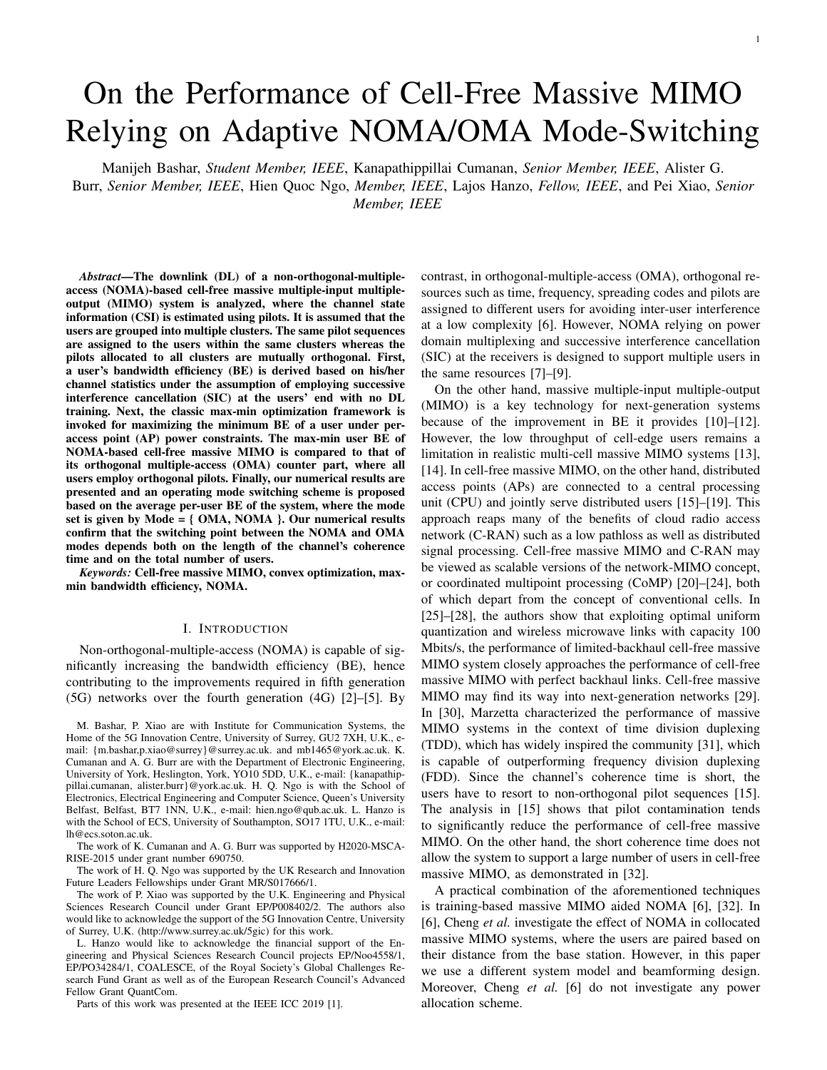# On the Performance of Cell-Free Massive MIMO Relying on Adaptive NOMA/OMA Mode-Switching

Manijeh Bashar, *Student Member, IEEE*, Kanapathippillai Cumanan, *Senior Member, IEEE*, Alister G. Burr, *Senior Member, IEEE*, Hien Quoc Ngo, *Member, IEEE*, Lajos Hanzo, *Fellow, IEEE*, and Pei Xiao, *Senior Member, IEEE*

***Abstract*—The downlink (DL) of a non-orthogonal-multiple-access (NOMA)-based cell-free massive multiple-input multiple-output (MIMO) system is analyzed, where the channel state information (CSI) is estimated using pilots. It is assumed that the users are grouped into multiple clusters. The same pilot sequences are assigned to the users within the same clusters whereas the pilots allocated to all clusters are mutually orthogonal. First, a user's bandwidth efficiency (BE) is derived based on his/her channel statistics under the assumption of employing successive interference cancellation (SIC) at the users' end with no DL training. Next, the classic max-min optimization framework is invoked for maximizing the minimum BE of a user under per-access point (AP) power constraints. The max-min user BE of NOMA-based cell-free massive MIMO is compared to that of its orthogonal multiple-access (OMA) counter part, where all users employ orthogonal pilots. Finally, our numerical results are presented and an operating mode switching scheme is proposed based on the average per-user BE of the system, where the mode set is given by Mode = { OMA, NOMA }. Our numerical results confirm that the switching point between the NOMA and OMA modes depends both on the length of the channel's coherence time and on the total number of users.**

***Keywords:*** **Cell-free massive MIMO, convex optimization, max-min bandwidth efficiency, NOMA.**

## I. Introduction

Non-orthogonal-multiple-access (NOMA) is capable of significantly increasing the bandwidth efficiency (BE), hence contributing to the improvements required in fifth generation (5G) networks over the fourth generation (4G) [2]–[5]. By contrast, in orthogonal-multiple-access (OMA), orthogonal resources such as time, frequency, spreading codes and pilots are assigned to different users for avoiding inter-user interference at a low complexity [6]. However, NOMA relying on power domain multiplexing and successive interference cancellation (SIC) at the receivers is designed to support multiple users in the same resources [7]–[9].

On the other hand, massive multiple-input multiple-output (MIMO) is a key technology for next-generation systems because of the improvement in BE it provides [10]–[12]. However, the low throughput of cell-edge users remains a limitation in realistic multi-cell massive MIMO systems [13], [14]. In cell-free massive MIMO, on the other hand, distributed access points (APs) are connected to a central processing unit (CPU) and jointly serve distributed users [15]–[19]. This approach reaps many of the benefits of cloud radio access network (C-RAN) such as a low pathloss as well as distributed signal processing. Cell-free massive MIMO and C-RAN may be viewed as scalable versions of the network-MIMO concept, or coordinated multipoint processing (CoMP) [20]–[24], both of which depart from the concept of conventional cells. In [25]–[28], the authors show that exploiting optimal uniform quantization and wireless microwave links with capacity 100 Mbits/s, the performance of limited-backhaul cell-free massive MIMO system closely approaches the performance of cell-free massive MIMO with perfect backhaul links. Cell-free massive MIMO may find its way into next-generation networks [29]. In [30], Marzetta characterized the performance of massive MIMO systems in the context of time division duplexing (TDD), which has widely inspired the community [31], which is capable of outperforming frequency division duplexing (FDD). Since the channel's coherence time is short, the users have to resort to non-orthogonal pilot sequences [15]. The analysis in [15] shows that pilot contamination tends to significantly reduce the performance of cell-free massive MIMO. On the other hand, the short coherence time does not allow the system to support a large number of users in cell-free massive MIMO, as demonstrated in [32].

A practical combination of the aforementioned techniques is training-based massive MIMO aided NOMA [6], [32]. In [6], Cheng *et al.* investigate the effect of NOMA in collocated massive MIMO systems, where the users are paired based on their distance from the base station. However, in this paper we use a different system model and beamforming design. Moreover, Cheng *et al.* [6] do not investigate any power allocation scheme.

M. Bashar, P. Xiao are with Institute for Communication Systems, the Home of the 5G Innovation Centre, University of Surrey, GU2 7XH, U.K., e-mail: {m.bashar,p.xiao@surrey}@surrey.ac.uk. and mb1465@york.ac.uk. K. Cumanan and A. G. Burr are with the Department of Electronic Engineering, University of York, Heslington, York, YO10 5DD, U.K., e-mail: {kanapathippillai.cumanan, alister.burr}@york.ac.uk. H. Q. Ngo is with the School of Electronics, Electrical Engineering and Computer Science, Queen's University Belfast, Belfast, BT7 1NN, U.K., e-mail: hien.ngo@qub.ac.uk. L. Hanzo is with the School of ECS, University of Southampton, SO17 1TU, U.K., e-mail: lh@ecs.soton.ac.uk.

The work of K. Cumanan and A. G. Burr was supported by H2020-MSCA-RISE-2015 under grant number 690750.

The work of H. Q. Ngo was supported by the UK Research and Innovation Future Leaders Fellowships under Grant MR/S017666/1.

The work of P. Xiao was supported by the U.K. Engineering and Physical Sciences Research Council under Grant EP/P008402/2. The authors also would like to acknowledge the support of the 5G Innovation Centre, University of Surrey, U.K. (http://www.surrey.ac.uk/5gic) for this work.

L. Hanzo would like to acknowledge the financial support of the Engineering and Physical Sciences Research Council projects EP/Noo4558/1, EP/PO34284/1, COALESCE, of the Royal Society's Global Challenges Research Fund Grant as well as of the European Research Council's Advanced Fellow Grant QuantCom.

Parts of this work was presented at the IEEE ICC 2019 [1].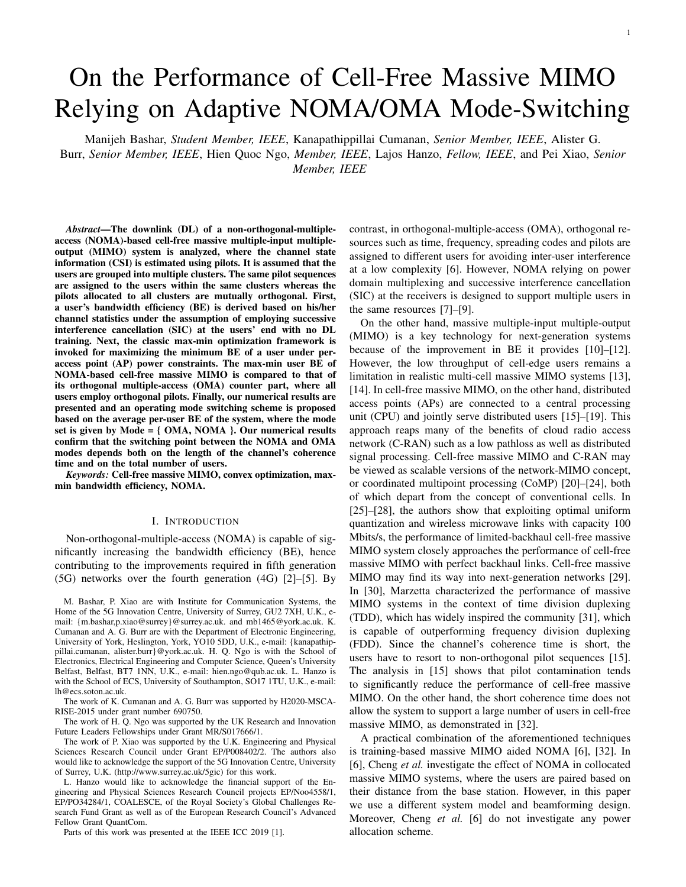# On the Performance of Cell-Free Massive MIMO Relying on Adaptive NOMA/OMA Mode-Switching

Manijeh Bashar, *Student Member, IEEE*, Kanapathippillai Cumanan, *Senior Member, IEEE*, Alister G. Burr, *Senior Member, IEEE*, Hien Quoc Ngo, *Member, IEEE*, Lajos Hanzo, *Fellow, IEEE*, and Pei Xiao, *Senior Member, IEEE*

***Abstract*—The downlink (DL) of a non-orthogonal-multiple-access (NOMA)-based cell-free massive multiple-input multiple-output (MIMO) system is analyzed, where the channel state information (CSI) is estimated using pilots. It is assumed that the users are grouped into multiple clusters. The same pilot sequences are assigned to the users within the same clusters whereas the pilots allocated to all clusters are mutually orthogonal. First, a user's bandwidth efficiency (BE) is derived based on his/her channel statistics under the assumption of employing successive interference cancellation (SIC) at the users' end with no DL training. Next, the classic max-min optimization framework is invoked for maximizing the minimum BE of a user under per-access point (AP) power constraints. The max-min user BE of NOMA-based cell-free massive MIMO is compared to that of its orthogonal multiple-access (OMA) counter part, where all users employ orthogonal pilots. Finally, our numerical results are presented and an operating mode switching scheme is proposed based on the average per-user BE of the system, where the mode set is given by Mode = { OMA, NOMA }. Our numerical results confirm that the switching point between the NOMA and OMA modes depends both on the length of the channel's coherence time and on the total number of users.**

***Keywords:* Cell-free massive MIMO, convex optimization, max-min bandwidth efficiency, NOMA.**

## I. Introduction

Non-orthogonal-multiple-access (NOMA) is capable of significantly increasing the bandwidth efficiency (BE), hence contributing to the improvements required in fifth generation (5G) networks over the fourth generation (4G) [2]–[5]. By contrast, in orthogonal-multiple-access (OMA), orthogonal resources such as time, frequency, spreading codes and pilots are assigned to different users for avoiding inter-user interference at a low complexity [6]. However, NOMA relying on power domain multiplexing and successive interference cancellation (SIC) at the receivers is designed to support multiple users in the same resources [7]–[9].

On the other hand, massive multiple-input multiple-output (MIMO) is a key technology for next-generation systems because of the improvement in BE it provides [10]–[12]. However, the low throughput of cell-edge users remains a limitation in realistic multi-cell massive MIMO systems [13], [14]. In cell-free massive MIMO, on the other hand, distributed access points (APs) are connected to a central processing unit (CPU) and jointly serve distributed users [15]–[19]. This approach reaps many of the benefits of cloud radio access network (C-RAN) such as a low pathloss as well as distributed signal processing. Cell-free massive MIMO and C-RAN may be viewed as scalable versions of the network-MIMO concept, or coordinated multipoint processing (CoMP) [20]–[24], both of which depart from the concept of conventional cells. In [25]–[28], the authors show that exploiting optimal uniform quantization and wireless microwave links with capacity 100 Mbits/s, the performance of limited-backhaul cell-free massive MIMO system closely approaches the performance of cell-free massive MIMO with perfect backhaul links. Cell-free massive MIMO may find its way into next-generation networks [29]. In [30], Marzetta characterized the performance of massive MIMO systems in the context of time division duplexing (TDD), which has widely inspired the community [31], which is capable of outperforming frequency division duplexing (FDD). Since the channel's coherence time is short, the users have to resort to non-orthogonal pilot sequences [15]. The analysis in [15] shows that pilot contamination tends to significantly reduce the performance of cell-free massive MIMO. On the other hand, the short coherence time does not allow the system to support a large number of users in cell-free massive MIMO, as demonstrated in [32].

A practical combination of the aforementioned techniques is training-based massive MIMO aided NOMA [6], [32]. In [6], Cheng *et al.* investigate the effect of NOMA in collocated massive MIMO systems, where the users are paired based on their distance from the base station. However, in this paper we use a different system model and beamforming design. Moreover, Cheng *et al.* [6] do not investigate any power allocation scheme.

M. Bashar, P. Xiao are with Institute for Communication Systems, the Home of the 5G Innovation Centre, University of Surrey, GU2 7XH, U.K., e-mail: {m.bashar,p.xiao@surrey}@surrey.ac.uk. and mb1465@york.ac.uk. K. Cumanan and A. G. Burr are with the Department of Electronic Engineering, University of York, Heslington, York, YO10 5DD, U.K., e-mail: {kanapathippillai.cumanan, alister.burr}@york.ac.uk. H. Q. Ngo is with the School of Electronics, Electrical Engineering and Computer Science, Queen's University Belfast, Belfast, BT7 1NN, U.K., e-mail: hien.ngo@qub.ac.uk. L. Hanzo is with the School of ECS, University of Southampton, SO17 1TU, U.K., e-mail: lh@ecs.soton.ac.uk.

The work of K. Cumanan and A. G. Burr was supported by H2020-MSCA-RISE-2015 under grant number 690750.

The work of H. Q. Ngo was supported by the UK Research and Innovation Future Leaders Fellowships under Grant MR/S017666/1.

The work of P. Xiao was supported by the U.K. Engineering and Physical Sciences Research Council under Grant EP/P008402/2. The authors also would like to acknowledge the support of the 5G Innovation Centre, University of Surrey, U.K. (http://www.surrey.ac.uk/5gic) for this work.

L. Hanzo would like to acknowledge the financial support of the Engineering and Physical Sciences Research Council projects EP/Noo4558/1, EP/PO34284/1, COALESCE, of the Royal Society's Global Challenges Research Fund Grant as well as of the European Research Council's Advanced Fellow Grant QuantCom.

Parts of this work was presented at the IEEE ICC 2019 [1].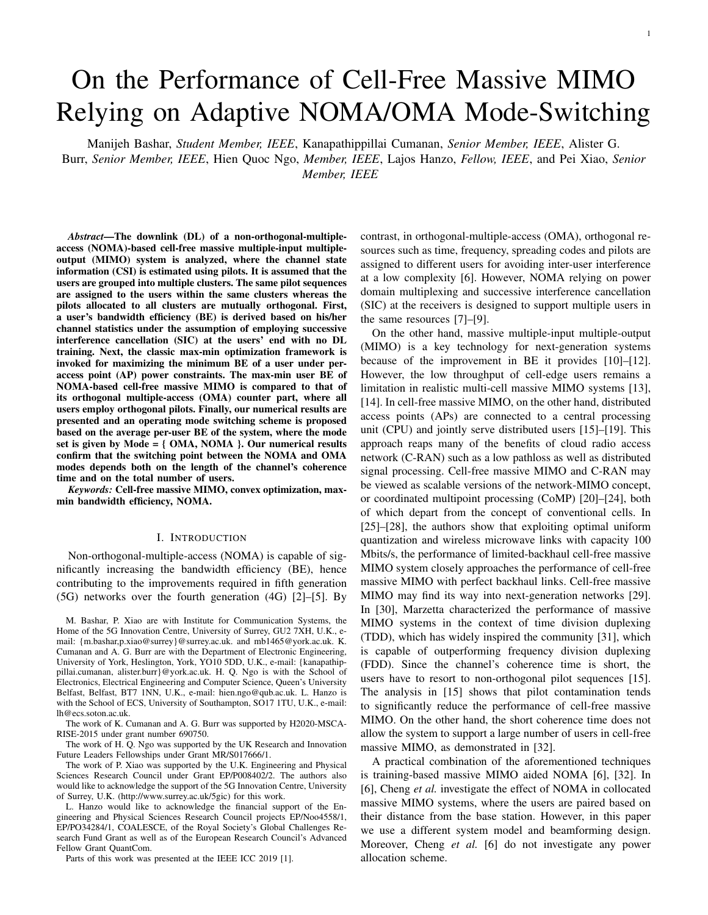# On the Performance of Cell-Free Massive MIMO Relying on Adaptive NOMA/OMA Mode-Switching

Manijeh Bashar, *Student Member, IEEE*, Kanapathippillai Cumanan, *Senior Member, IEEE*, Alister G. Burr, *Senior Member, IEEE*, Hien Quoc Ngo, *Member, IEEE*, Lajos Hanzo, *Fellow, IEEE*, and Pei Xiao, *Senior Member, IEEE*

***Abstract*—The downlink (DL) of a non-orthogonal-multiple-access (NOMA)-based cell-free massive multiple-input multiple-output (MIMO) system is analyzed, where the channel state information (CSI) is estimated using pilots. It is assumed that the users are grouped into multiple clusters. The same pilot sequences are assigned to the users within the same clusters whereas the pilots allocated to all clusters are mutually orthogonal. First, a user's bandwidth efficiency (BE) is derived based on his/her channel statistics under the assumption of employing successive interference cancellation (SIC) at the users' end with no DL training. Next, the classic max-min optimization framework is invoked for maximizing the minimum BE of a user under per-access point (AP) power constraints. The max-min user BE of NOMA-based cell-free massive MIMO is compared to that of its orthogonal multiple-access (OMA) counter part, where all users employ orthogonal pilots. Finally, our numerical results are presented and an operating mode switching scheme is proposed based on the average per-user BE of the system, where the mode set is given by Mode = { OMA, NOMA }. Our numerical results confirm that the switching point between the NOMA and OMA modes depends both on the length of the channel's coherence time and on the total number of users.***

***Keywords:* Cell-free massive MIMO, convex optimization, max-min bandwidth efficiency, NOMA.**

## I. Introduction

Non-orthogonal-multiple-access (NOMA) is capable of significantly increasing the bandwidth efficiency (BE), hence contributing to the improvements required in fifth generation (5G) networks over the fourth generation (4G) [2]–[5]. By contrast, in orthogonal-multiple-access (OMA), orthogonal resources such as time, frequency, spreading codes and pilots are assigned to different users for avoiding inter-user interference at a low complexity [6]. However, NOMA relying on power domain multiplexing and successive interference cancellation (SIC) at the receivers is designed to support multiple users in the same resources [7]–[9].

On the other hand, massive multiple-input multiple-output (MIMO) is a key technology for next-generation systems because of the improvement in BE it provides [10]–[12]. However, the low throughput of cell-edge users remains a limitation in realistic multi-cell massive MIMO systems [13], [14]. In cell-free massive MIMO, on the other hand, distributed access points (APs) are connected to a central processing unit (CPU) and jointly serve distributed users [15]–[19]. This approach reaps many of the benefits of cloud radio access network (C-RAN) such as a low pathloss as well as distributed signal processing. Cell-free massive MIMO and C-RAN may be viewed as scalable versions of the network-MIMO concept, or coordinated multipoint processing (CoMP) [20]–[24], both of which depart from the concept of conventional cells. In [25]–[28], the authors show that exploiting optimal uniform quantization and wireless microwave links with capacity 100 Mbits/s, the performance of limited-backhaul cell-free massive MIMO system closely approaches the performance of cell-free massive MIMO with perfect backhaul links. Cell-free massive MIMO may find its way into next-generation networks [29]. In [30], Marzetta characterized the performance of massive MIMO systems in the context of time division duplexing (TDD), which has widely inspired the community [31], which is capable of outperforming frequency division duplexing (FDD). Since the channel's coherence time is short, the users have to resort to non-orthogonal pilot sequences [15]. The analysis in [15] shows that pilot contamination tends to significantly reduce the performance of cell-free massive MIMO. On the other hand, the short coherence time does not allow the system to support a large number of users in cell-free massive MIMO, as demonstrated in [32].

A practical combination of the aforementioned techniques is training-based massive MIMO aided NOMA [6], [32]. In [6], Cheng *et al.* investigate the effect of NOMA in collocated massive MIMO systems, where the users are paired based on their distance from the base station. However, in this paper we use a different system model and beamforming design. Moreover, Cheng *et al.* [6] do not investigate any power allocation scheme.

---

M. Bashar, P. Xiao are with Institute for Communication Systems, the Home of the 5G Innovation Centre, University of Surrey, GU2 7XH, U.K., e-mail: {m.bashar,p.xiao@surrey}@surrey.ac.uk. and mb1465@york.ac.uk. K. Cumanan and A. G. Burr are with the Department of Electronic Engineering, University of York, Heslington, York, YO10 5DD, U.K., e-mail: {kanapathippillai.cumanan, alister.burr}@york.ac.uk. H. Q. Ngo is with the School of Electronics, Electrical Engineering and Computer Science, Queen's University Belfast, Belfast, BT7 1NN, U.K., e-mail: hien.ngo@qub.ac.uk. L. Hanzo is with the School of ECS, University of Southampton, SO17 1TU, U.K., e-mail: lh@ecs.soton.ac.uk.

The work of K. Cumanan and A. G. Burr was supported by H2020-MSCA-RISE-2015 under grant number 690750.

The work of H. Q. Ngo was supported by the UK Research and Innovation Future Leaders Fellowships under Grant MR/S017666/1.

The work of P. Xiao was supported by the U.K. Engineering and Physical Sciences Research Council under Grant EP/P008402/2. The authors also would like to acknowledge the support of the 5G Innovation Centre, University of Surrey, U.K. (http://www.surrey.ac.uk/5gic) for this work.

L. Hanzo would like to acknowledge the financial support of the Engineering and Physical Sciences Research Council projects EP/Noo4558/1, EP/PO34284/1, COALESCE, of the Royal Society's Global Challenges Research Fund Grant as well as of the European Research Council's Advanced Fellow Grant QuantCom.

Parts of this work was presented at the IEEE ICC 2019 [1].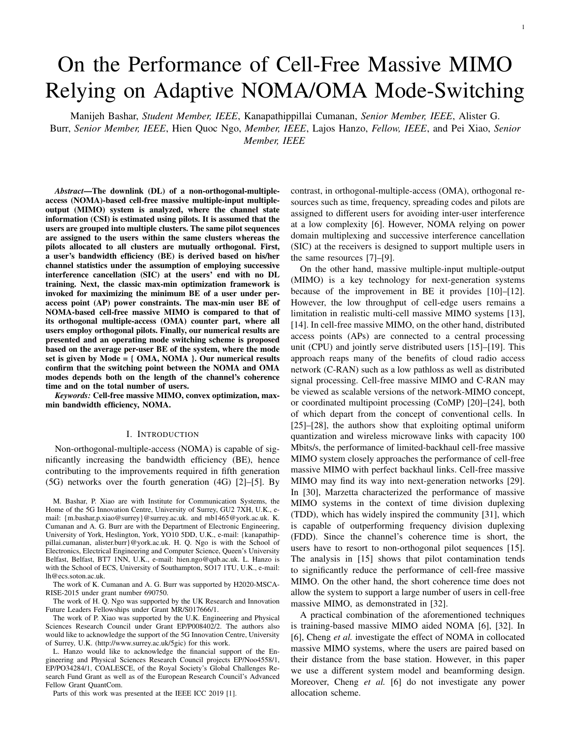# On the Performance of Cell-Free Massive MIMO Relying on Adaptive NOMA/OMA Mode-Switching

Manijeh Bashar, *Student Member, IEEE*, Kanapathippillai Cumanan, *Senior Member, IEEE*, Alister G. Burr, *Senior Member, IEEE*, Hien Quoc Ngo, *Member, IEEE*, Lajos Hanzo, *Fellow, IEEE*, and Pei Xiao, *Senior Member, IEEE*

***Abstract*—The downlink (DL) of a non-orthogonal-multiple-access (NOMA)-based cell-free massive multiple-input multiple-output (MIMO) system is analyzed, where the channel state information (CSI) is estimated using pilots. It is assumed that the users are grouped into multiple clusters. The same pilot sequences are assigned to the users within the same clusters whereas the pilots allocated to all clusters are mutually orthogonal. First, a user's bandwidth efficiency (BE) is derived based on his/her channel statistics under the assumption of employing successive interference cancellation (SIC) at the users' end with no DL training. Next, the classic max-min optimization framework is invoked for maximizing the minimum BE of a user under per-access point (AP) power constraints. The max-min user BE of NOMA-based cell-free massive MIMO is compared to that of its orthogonal multiple-access (OMA) counter part, where all users employ orthogonal pilots. Finally, our numerical results are presented and an operating mode switching scheme is proposed based on the average per-user BE of the system, where the mode set is given by Mode = { OMA, NOMA }. Our numerical results confirm that the switching point between the NOMA and OMA modes depends both on the length of the channel's coherence time and on the total number of users.**

***Keywords:* Cell-free massive MIMO, convex optimization, max-min bandwidth efficiency, NOMA.**

## I. Introduction

Non-orthogonal-multiple-access (NOMA) is capable of significantly increasing the bandwidth efficiency (BE), hence contributing to the improvements required in fifth generation (5G) networks over the fourth generation (4G) [2]–[5]. By contrast, in orthogonal-multiple-access (OMA), orthogonal resources such as time, frequency, spreading codes and pilots are assigned to different users for avoiding inter-user interference at a low complexity [6]. However, NOMA relying on power domain multiplexing and successive interference cancellation (SIC) at the receivers is designed to support multiple users in the same resources [7]–[9].

On the other hand, massive multiple-input multiple-output (MIMO) is a key technology for next-generation systems because of the improvement in BE it provides [10]–[12]. However, the low throughput of cell-edge users remains a limitation in realistic multi-cell massive MIMO systems [13], [14]. In cell-free massive MIMO, on the other hand, distributed access points (APs) are connected to a central processing unit (CPU) and jointly serve distributed users [15]–[19]. This approach reaps many of the benefits of cloud radio access network (C-RAN) such as a low pathloss as well as distributed signal processing. Cell-free massive MIMO and C-RAN may be viewed as scalable versions of the network-MIMO concept, or coordinated multipoint processing (CoMP) [20]–[24], both of which depart from the concept of conventional cells. In [25]–[28], the authors show that exploiting optimal uniform quantization and wireless microwave links with capacity 100 Mbits/s, the performance of limited-backhaul cell-free massive MIMO system closely approaches the performance of cell-free massive MIMO with perfect backhaul links. Cell-free massive MIMO may find its way into next-generation networks [29]. In [30], Marzetta characterized the performance of massive MIMO systems in the context of time division duplexing (TDD), which has widely inspired the community [31], which is capable of outperforming frequency division duplexing (FDD). Since the channel's coherence time is short, the users have to resort to non-orthogonal pilot sequences [15]. The analysis in [15] shows that pilot contamination tends to significantly reduce the performance of cell-free massive MIMO. On the other hand, the short coherence time does not allow the system to support a large number of users in cell-free massive MIMO, as demonstrated in [32].

A practical combination of the aforementioned techniques is training-based massive MIMO aided NOMA [6], [32]. In [6], Cheng *et al.* investigate the effect of NOMA in collocated massive MIMO systems, where the users are paired based on their distance from the base station. However, in this paper we use a different system model and beamforming design. Moreover, Cheng *et al.* [6] do not investigate any power allocation scheme.

M. Bashar, P. Xiao are with Institute for Communication Systems, the Home of the 5G Innovation Centre, University of Surrey, GU2 7XH, U.K., e-mail: {m.bashar,p.xiao@surrey}@surrey.ac.uk. and mb1465@york.ac.uk. K. Cumanan and A. G. Burr are with the Department of Electronic Engineering, University of York, Heslington, York, YO10 5DD, U.K., e-mail: {kanapathippillai.cumanan, alister.burr}@york.ac.uk. H. Q. Ngo is with the School of Electronics, Electrical Engineering and Computer Science, Queen's University Belfast, Belfast, BT7 1NN, U.K., e-mail: hien.ngo@qub.ac.uk. L. Hanzo is with the School of ECS, University of Southampton, SO17 1TU, U.K., e-mail: lh@ecs.soton.ac.uk.

The work of K. Cumanan and A. G. Burr was supported by H2020-MSCA-RISE-2015 under grant number 690750.

The work of H. Q. Ngo was supported by the UK Research and Innovation Future Leaders Fellowships under Grant MR/S017666/1.

The work of P. Xiao was supported by the U.K. Engineering and Physical Sciences Research Council under Grant EP/P008402/2. The authors also would like to acknowledge the support of the 5G Innovation Centre, University of Surrey, U.K. (http://www.surrey.ac.uk/5gic) for this work.

L. Hanzo would like to acknowledge the financial support of the Engineering and Physical Sciences Research Council projects EP/Noo4558/1, EP/PO34284/1, COALESCE, of the Royal Society's Global Challenges Research Fund Grant as well as of the European Research Council's Advanced Fellow Grant QuantCom.

Parts of this work was presented at the IEEE ICC 2019 [1].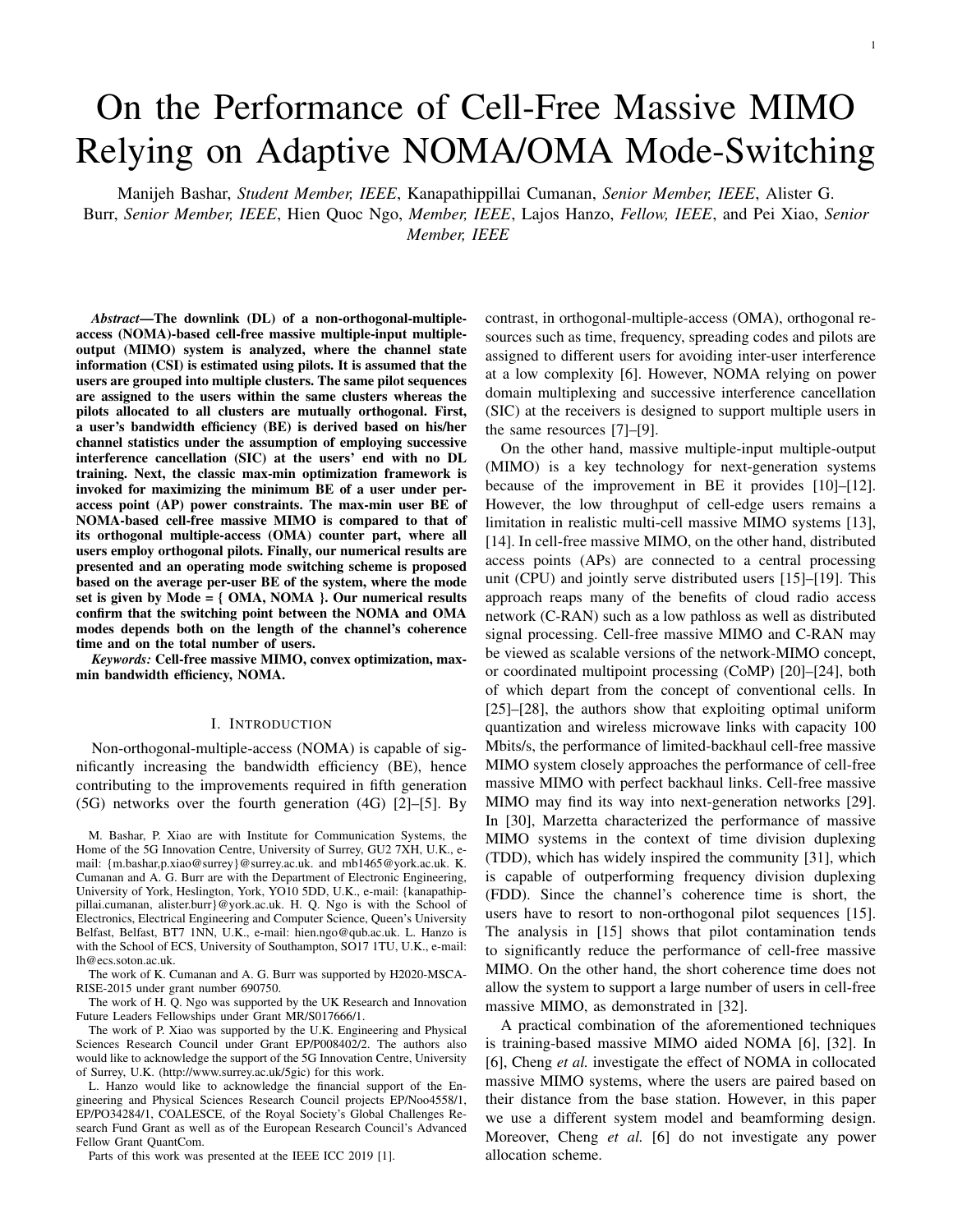# On the Performance of Cell-Free Massive MIMO Relying on Adaptive NOMA/OMA Mode-Switching

Manijeh Bashar, *Student Member, IEEE*, Kanapathippillai Cumanan, *Senior Member, IEEE*, Alister G. Burr, *Senior Member, IEEE*, Hien Quoc Ngo, *Member, IEEE*, Lajos Hanzo, *Fellow, IEEE*, and Pei Xiao, *Senior Member, IEEE*

***Abstract*—The downlink (DL) of a non-orthogonal-multiple-access (NOMA)-based cell-free massive multiple-input multiple-output (MIMO) system is analyzed, where the channel state information (CSI) is estimated using pilots. It is assumed that the users are grouped into multiple clusters. The same pilot sequences are assigned to the users within the same clusters whereas the pilots allocated to all clusters are mutually orthogonal. First, a user's bandwidth efficiency (BE) is derived based on his/her channel statistics under the assumption of employing successive interference cancellation (SIC) at the users' end with no DL training. Next, the classic max-min optimization framework is invoked for maximizing the minimum BE of a user under per-access point (AP) power constraints. The max-min user BE of NOMA-based cell-free massive MIMO is compared to that of its orthogonal multiple-access (OMA) counter part, where all users employ orthogonal pilots. Finally, our numerical results are presented and an operating mode switching scheme is proposed based on the average per-user BE of the system, where the mode set is given by Mode = { OMA, NOMA }. Our numerical results confirm that the switching point between the NOMA and OMA modes depends both on the length of the channel's coherence time and on the total number of users.**

***Keywords:*** **Cell-free massive MIMO, convex optimization, max-min bandwidth efficiency, NOMA.**

## I. Introduction

Non-orthogonal-multiple-access (NOMA) is capable of significantly increasing the bandwidth efficiency (BE), hence contributing to the improvements required in fifth generation (5G) networks over the fourth generation (4G) [2]–[5]. By contrast, in orthogonal-multiple-access (OMA), orthogonal resources such as time, frequency, spreading codes and pilots are assigned to different users for avoiding inter-user interference at a low complexity [6]. However, NOMA relying on power domain multiplexing and successive interference cancellation (SIC) at the receivers is designed to support multiple users in the same resources [7]–[9].

On the other hand, massive multiple-input multiple-output (MIMO) is a key technology for next-generation systems because of the improvement in BE it provides [10]–[12]. However, the low throughput of cell-edge users remains a limitation in realistic multi-cell massive MIMO systems [13], [14]. In cell-free massive MIMO, on the other hand, distributed access points (APs) are connected to a central processing unit (CPU) and jointly serve distributed users [15]–[19]. This approach reaps many of the benefits of cloud radio access network (C-RAN) such as a low pathloss as well as distributed signal processing. Cell-free massive MIMO and C-RAN may be viewed as scalable versions of the network-MIMO concept, or coordinated multipoint processing (CoMP) [20]–[24], both of which depart from the concept of conventional cells. In [25]–[28], the authors show that exploiting optimal uniform quantization and wireless microwave links with capacity 100 Mbits/s, the performance of limited-backhaul cell-free massive MIMO system closely approaches the performance of cell-free massive MIMO with perfect backhaul links. Cell-free massive MIMO may find its way into next-generation networks [29]. In [30], Marzetta characterized the performance of massive MIMO systems in the context of time division duplexing (TDD), which has widely inspired the community [31], which is capable of outperforming frequency division duplexing (FDD). Since the channel's coherence time is short, the users have to resort to non-orthogonal pilot sequences [15]. The analysis in [15] shows that pilot contamination tends to significantly reduce the performance of cell-free massive MIMO. On the other hand, the short coherence time does not allow the system to support a large number of users in cell-free massive MIMO, as demonstrated in [32].

A practical combination of the aforementioned techniques is training-based massive MIMO aided NOMA [6], [32]. In [6], Cheng *et al.* investigate the effect of NOMA in collocated massive MIMO systems, where the users are paired based on their distance from the base station. However, in this paper we use a different system model and beamforming design. Moreover, Cheng *et al.* [6] do not investigate any power allocation scheme.

---

M. Bashar, P. Xiao are with Institute for Communication Systems, the Home of the 5G Innovation Centre, University of Surrey, GU2 7XH, U.K., e-mail: {m.bashar,p.xiao@surrey}@surrey.ac.uk. and mb1465@york.ac.uk. K. Cumanan and A. G. Burr are with the Department of Electronic Engineering, University of York, Heslington, York, YO10 5DD, U.K., e-mail: {kanapathippillai.cumanan, alister.burr}@york.ac.uk. H. Q. Ngo is with the School of Electronics, Electrical Engineering and Computer Science, Queen's University Belfast, Belfast, BT7 1NN, U.K., e-mail: hien.ngo@qub.ac.uk. L. Hanzo is with the School of ECS, University of Southampton, SO17 1TU, U.K., e-mail: lh@ecs.soton.ac.uk.

The work of K. Cumanan and A. G. Burr was supported by H2020-MSCA-RISE-2015 under grant number 690750.

The work of H. Q. Ngo was supported by the UK Research and Innovation Future Leaders Fellowships under Grant MR/S017666/1.

The work of P. Xiao was supported by the U.K. Engineering and Physical Sciences Research Council under Grant EP/P008402/2. The authors also would like to acknowledge the support of the 5G Innovation Centre, University of Surrey, U.K. (http://www.surrey.ac.uk/5gic) for this work.

L. Hanzo would like to acknowledge the financial support of the Engineering and Physical Sciences Research Council projects EP/Noo4558/1, EP/PO34284/1, COALESCE, of the Royal Society's Global Challenges Research Fund Grant as well as of the European Research Council's Advanced Fellow Grant QuantCom.

Parts of this work was presented at the IEEE ICC 2019 [1].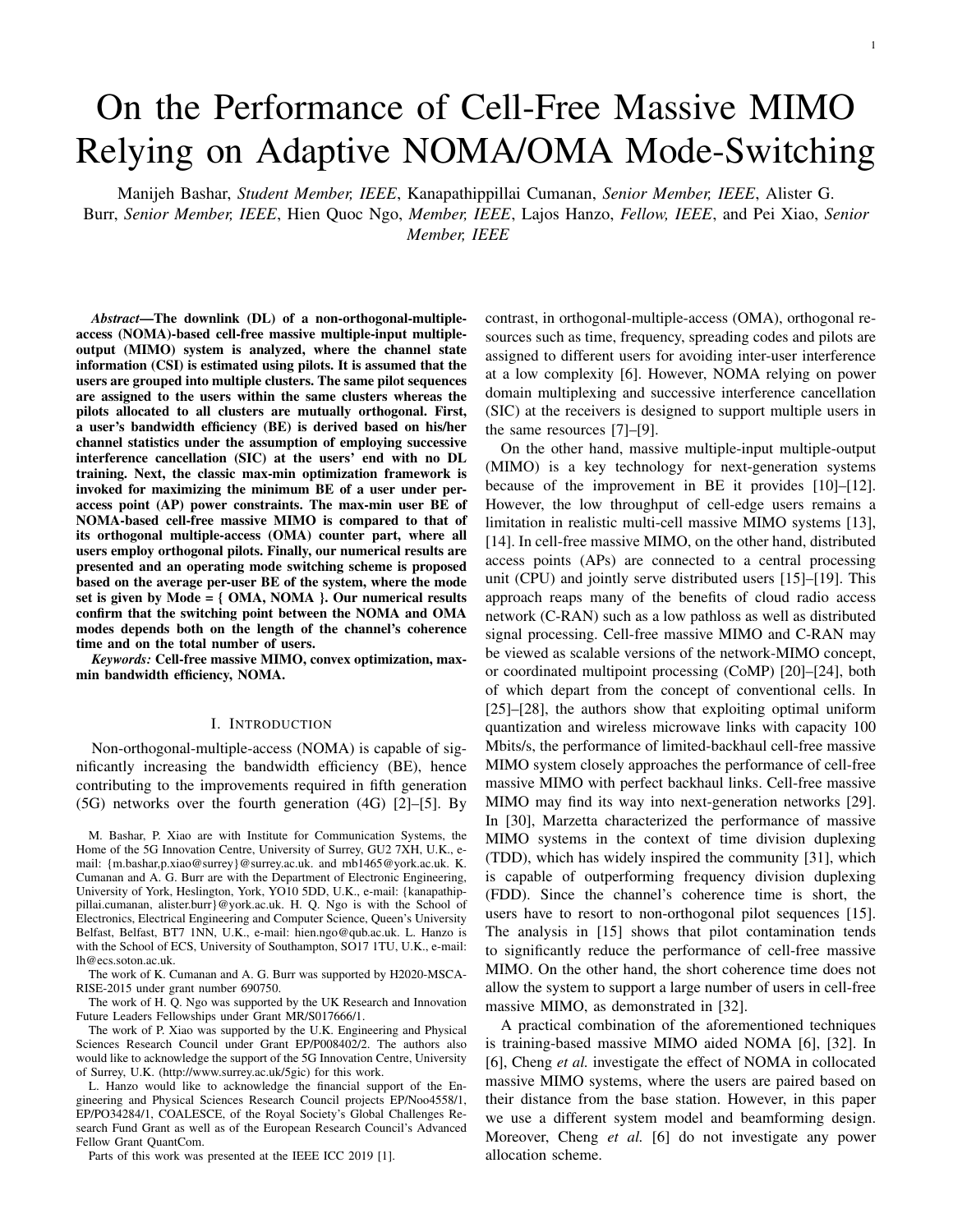# On the Performance of Cell-Free Massive MIMO Relying on Adaptive NOMA/OMA Mode-Switching

Manijeh Bashar, *Student Member, IEEE*, Kanapathippillai Cumanan, *Senior Member, IEEE*, Alister G. Burr, *Senior Member, IEEE*, Hien Quoc Ngo, *Member, IEEE*, Lajos Hanzo, *Fellow, IEEE*, and Pei Xiao, *Senior Member, IEEE*

***Abstract*—The downlink (DL) of a non-orthogonal-multiple-access (NOMA)-based cell-free massive multiple-input multiple-output (MIMO) system is analyzed, where the channel state information (CSI) is estimated using pilots. It is assumed that the users are grouped into multiple clusters. The same pilot sequences are assigned to the users within the same clusters whereas the pilots allocated to all clusters are mutually orthogonal. First, a user's bandwidth efficiency (BE) is derived based on his/her channel statistics under the assumption of employing successive interference cancellation (SIC) at the users' end with no DL training. Next, the classic max-min optimization framework is invoked for maximizing the minimum BE of a user under per-access point (AP) power constraints. The max-min user BE of NOMA-based cell-free massive MIMO is compared to that of its orthogonal multiple-access (OMA) counter part, where all users employ orthogonal pilots. Finally, our numerical results are presented and an operating mode switching scheme is proposed based on the average per-user BE of the system, where the mode set is given by Mode = { OMA, NOMA }. Our numerical results confirm that the switching point between the NOMA and OMA modes depends both on the length of the channel's coherence time and on the total number of users.**

***Keywords:*** **Cell-free massive MIMO, convex optimization, max-min bandwidth efficiency, NOMA.**

## I. Introduction

Non-orthogonal-multiple-access (NOMA) is capable of significantly increasing the bandwidth efficiency (BE), hence contributing to the improvements required in fifth generation (5G) networks over the fourth generation (4G) [2]–[5]. By contrast, in orthogonal-multiple-access (OMA), orthogonal resources such as time, frequency, spreading codes and pilots are assigned to different users for avoiding inter-user interference at a low complexity [6]. However, NOMA relying on power domain multiplexing and successive interference cancellation (SIC) at the receivers is designed to support multiple users in the same resources [7]–[9].

On the other hand, massive multiple-input multiple-output (MIMO) is a key technology for next-generation systems because of the improvement in BE it provides [10]–[12]. However, the low throughput of cell-edge users remains a limitation in realistic multi-cell massive MIMO systems [13], [14]. In cell-free massive MIMO, on the other hand, distributed access points (APs) are connected to a central processing unit (CPU) and jointly serve distributed users [15]–[19]. This approach reaps many of the benefits of cloud radio access network (C-RAN) such as a low pathloss as well as distributed signal processing. Cell-free massive MIMO and C-RAN may be viewed as scalable versions of the network-MIMO concept, or coordinated multipoint processing (CoMP) [20]–[24], both of which depart from the concept of conventional cells. In [25]–[28], the authors show that exploiting optimal uniform quantization and wireless microwave links with capacity 100 Mbits/s, the performance of limited-backhaul cell-free massive MIMO system closely approaches the performance of cell-free massive MIMO with perfect backhaul links. Cell-free massive MIMO may find its way into next-generation networks [29]. In [30], Marzetta characterized the performance of massive MIMO systems in the context of time division duplexing (TDD), which has widely inspired the community [31], which is capable of outperforming frequency division duplexing (FDD). Since the channel's coherence time is short, the users have to resort to non-orthogonal pilot sequences [15]. The analysis in [15] shows that pilot contamination tends to significantly reduce the performance of cell-free massive MIMO. On the other hand, the short coherence time does not allow the system to support a large number of users in cell-free massive MIMO, as demonstrated in [32].

A practical combination of the aforementioned techniques is training-based massive MIMO aided NOMA [6], [32]. In [6], Cheng *et al.* investigate the effect of NOMA in collocated massive MIMO systems, where the users are paired based on their distance from the base station. However, in this paper we use a different system model and beamforming design. Moreover, Cheng *et al.* [6] do not investigate any power allocation scheme.

M. Bashar, P. Xiao are with Institute for Communication Systems, the Home of the 5G Innovation Centre, University of Surrey, GU2 7XH, U.K., e-mail: {m.bashar,p.xiao@surrey}@surrey.ac.uk. and mb1465@york.ac.uk. K. Cumanan and A. G. Burr are with the Department of Electronic Engineering, University of York, Heslington, York, YO10 5DD, U.K., e-mail: {kanapathippillai.cumanan, alister.burr}@york.ac.uk. H. Q. Ngo is with the School of Electronics, Electrical Engineering and Computer Science, Queen's University Belfast, Belfast, BT7 1NN, U.K., e-mail: hien.ngo@qub.ac.uk. L. Hanzo is with the School of ECS, University of Southampton, SO17 1TU, U.K., e-mail: lh@ecs.soton.ac.uk.

The work of K. Cumanan and A. G. Burr was supported by H2020-MSCA-RISE-2015 under grant number 690750.

The work of H. Q. Ngo was supported by the UK Research and Innovation Future Leaders Fellowships under Grant MR/S017666/1.

The work of P. Xiao was supported by the U.K. Engineering and Physical Sciences Research Council under Grant EP/P008402/2. The authors also would like to acknowledge the support of the 5G Innovation Centre, University of Surrey, U.K. (http://www.surrey.ac.uk/5gic) for this work.

L. Hanzo would like to acknowledge the financial support of the Engineering and Physical Sciences Research Council projects EP/Noo4558/1, EP/PO34284/1, COALESCE, of the Royal Society's Global Challenges Research Fund Grant as well as of the European Research Council's Advanced Fellow Grant QuantCom.

Parts of this work was presented at the IEEE ICC 2019 [1].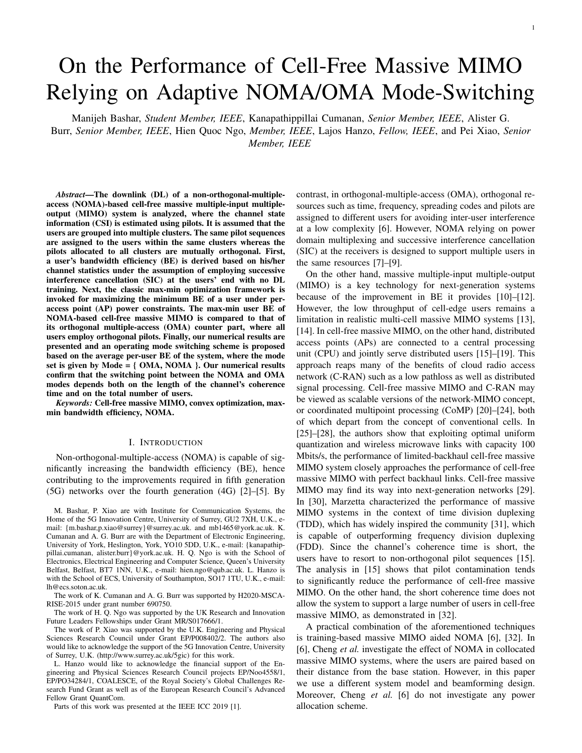# On the Performance of Cell-Free Massive MIMO Relying on Adaptive NOMA/OMA Mode-Switching

Manijeh Bashar, *Student Member, IEEE*, Kanapathippillai Cumanan, *Senior Member, IEEE*, Alister G. Burr, *Senior Member, IEEE*, Hien Quoc Ngo, *Member, IEEE*, Lajos Hanzo, *Fellow, IEEE*, and Pei Xiao, *Senior Member, IEEE*

***Abstract*—The downlink (DL) of a non-orthogonal-multiple-access (NOMA)-based cell-free massive multiple-input multiple-output (MIMO) system is analyzed, where the channel state information (CSI) is estimated using pilots. It is assumed that the users are grouped into multiple clusters. The same pilot sequences are assigned to the users within the same clusters whereas the pilots allocated to all clusters are mutually orthogonal. First, a user's bandwidth efficiency (BE) is derived based on his/her channel statistics under the assumption of employing successive interference cancellation (SIC) at the users' end with no DL training. Next, the classic max-min optimization framework is invoked for maximizing the minimum BE of a user under per-access point (AP) power constraints. The max-min user BE of NOMA-based cell-free massive MIMO is compared to that of its orthogonal multiple-access (OMA) counter part, where all users employ orthogonal pilots. Finally, our numerical results are presented and an operating mode switching scheme is proposed based on the average per-user BE of the system, where the mode set is given by Mode = { OMA, NOMA }. Our numerical results confirm that the switching point between the NOMA and OMA modes depends both on the length of the channel's coherence time and on the total number of users.**

***Keywords:*** **Cell-free massive MIMO, convex optimization, max-min bandwidth efficiency, NOMA.**

## I. Introduction

Non-orthogonal-multiple-access (NOMA) is capable of significantly increasing the bandwidth efficiency (BE), hence contributing to the improvements required in fifth generation (5G) networks over the fourth generation (4G) [2]–[5]. By contrast, in orthogonal-multiple-access (OMA), orthogonal resources such as time, frequency, spreading codes and pilots are assigned to different users for avoiding inter-user interference at a low complexity [6]. However, NOMA relying on power domain multiplexing and successive interference cancellation (SIC) at the receivers is designed to support multiple users in the same resources [7]–[9].

On the other hand, massive multiple-input multiple-output (MIMO) is a key technology for next-generation systems because of the improvement in BE it provides [10]–[12]. However, the low throughput of cell-edge users remains a limitation in realistic multi-cell massive MIMO systems [13], [14]. In cell-free massive MIMO, on the other hand, distributed access points (APs) are connected to a central processing unit (CPU) and jointly serve distributed users [15]–[19]. This approach reaps many of the benefits of cloud radio access network (C-RAN) such as a low pathloss as well as distributed signal processing. Cell-free massive MIMO and C-RAN may be viewed as scalable versions of the network-MIMO concept, or coordinated multipoint processing (CoMP) [20]–[24], both of which depart from the concept of conventional cells. In [25]–[28], the authors show that exploiting optimal uniform quantization and wireless microwave links with capacity 100 Mbits/s, the performance of limited-backhaul cell-free massive MIMO system closely approaches the performance of cell-free massive MIMO with perfect backhaul links. Cell-free massive MIMO may find its way into next-generation networks [29]. In [30], Marzetta characterized the performance of massive MIMO systems in the context of time division duplexing (TDD), which has widely inspired the community [31], which is capable of outperforming frequency division duplexing (FDD). Since the channel's coherence time is short, the users have to resort to non-orthogonal pilot sequences [15]. The analysis in [15] shows that pilot contamination tends to significantly reduce the performance of cell-free massive MIMO. On the other hand, the short coherence time does not allow the system to support a large number of users in cell-free massive MIMO, as demonstrated in [32].

A practical combination of the aforementioned techniques is training-based massive MIMO aided NOMA [6], [32]. In [6], Cheng *et al.* investigate the effect of NOMA in collocated massive MIMO systems, where the users are paired based on their distance from the base station. However, in this paper we use a different system model and beamforming design. Moreover, Cheng *et al.* [6] do not investigate any power allocation scheme.

M. Bashar, P. Xiao are with Institute for Communication Systems, the Home of the 5G Innovation Centre, University of Surrey, GU2 7XH, U.K., e-mail: {m.bashar,p.xiao@surrey}@surrey.ac.uk. and mb1465@york.ac.uk. K. Cumanan and A. G. Burr are with the Department of Electronic Engineering, University of York, Heslington, York, YO10 5DD, U.K., e-mail: {kanapathippillai.cumanan, alister.burr}@york.ac.uk. H. Q. Ngo is with the School of Electronics, Electrical Engineering and Computer Science, Queen's University Belfast, Belfast, BT7 1NN, U.K., e-mail: hien.ngo@qub.ac.uk. L. Hanzo is with the School of ECS, University of Southampton, SO17 1TU, U.K., e-mail: lh@ecs.soton.ac.uk.

The work of K. Cumanan and A. G. Burr was supported by H2020-MSCA-RISE-2015 under grant number 690750.

The work of H. Q. Ngo was supported by the UK Research and Innovation Future Leaders Fellowships under Grant MR/S017666/1.

The work of P. Xiao was supported by the U.K. Engineering and Physical Sciences Research Council under Grant EP/P008402/2. The authors also would like to acknowledge the support of the 5G Innovation Centre, University of Surrey, U.K. (http://www.surrey.ac.uk/5gic) for this work.

L. Hanzo would like to acknowledge the financial support of the Engineering and Physical Sciences Research Council projects EP/Noo4558/1, EP/PO34284/1, COALESCE, of the Royal Society's Global Challenges Research Fund Grant as well as of the European Research Council's Advanced Fellow Grant QuantCom.

Parts of this work was presented at the IEEE ICC 2019 [1].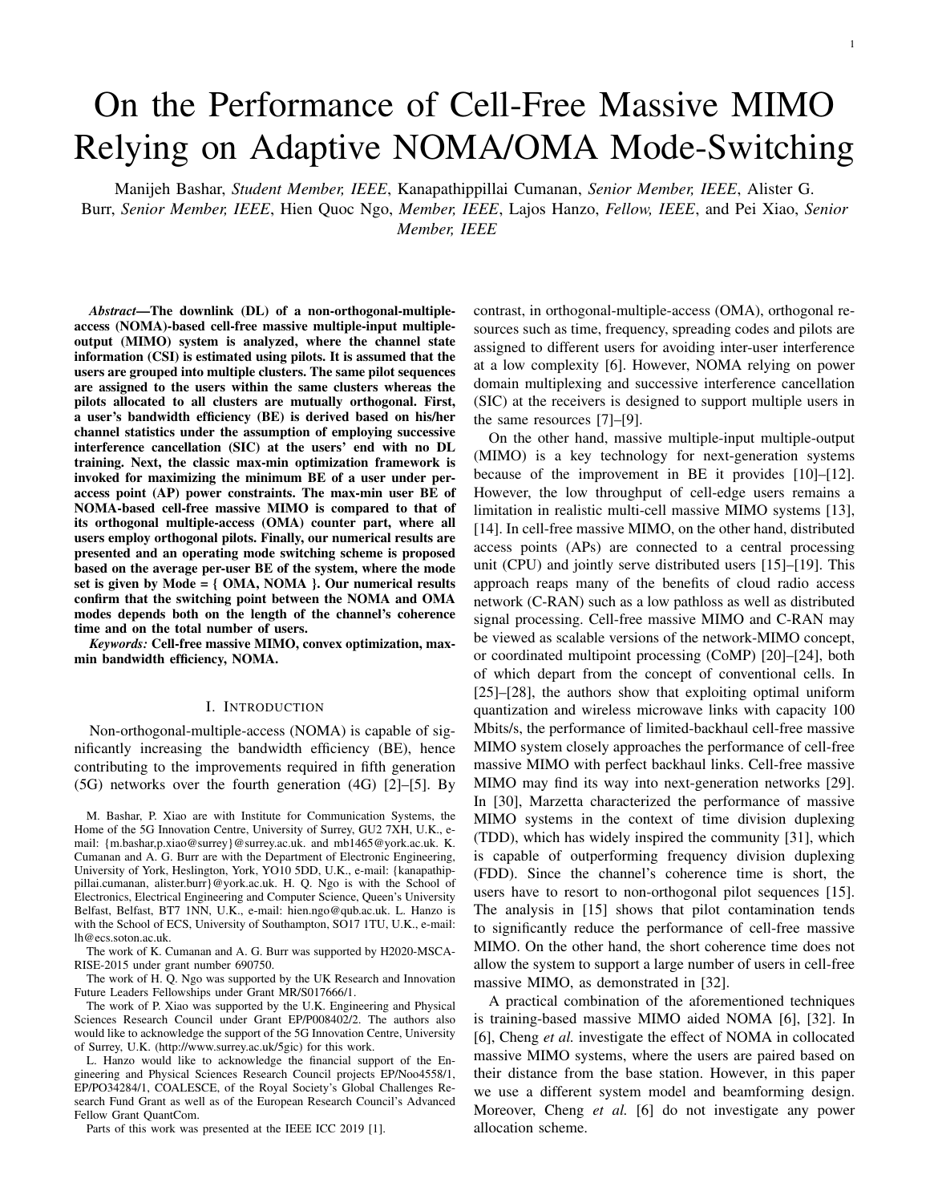# On the Performance of Cell-Free Massive MIMO Relying on Adaptive NOMA/OMA Mode-Switching

Manijeh Bashar, *Student Member, IEEE*, Kanapathippillai Cumanan, *Senior Member, IEEE*, Alister G. Burr, *Senior Member, IEEE*, Hien Quoc Ngo, *Member, IEEE*, Lajos Hanzo, *Fellow, IEEE*, and Pei Xiao, *Senior Member, IEEE*

***Abstract*—The downlink (DL) of a non-orthogonal-multiple-access (NOMA)-based cell-free massive multiple-input multiple-output (MIMO) system is analyzed, where the channel state information (CSI) is estimated using pilots. It is assumed that the users are grouped into multiple clusters. The same pilot sequences are assigned to the users within the same clusters whereas the pilots allocated to all clusters are mutually orthogonal. First, a user's bandwidth efficiency (BE) is derived based on his/her channel statistics under the assumption of employing successive interference cancellation (SIC) at the users' end with no DL training. Next, the classic max-min optimization framework is invoked for maximizing the minimum BE of a user under per-access point (AP) power constraints. The max-min user BE of NOMA-based cell-free massive MIMO is compared to that of its orthogonal multiple-access (OMA) counter part, where all users employ orthogonal pilots. Finally, our numerical results are presented and an operating mode switching scheme is proposed based on the average per-user BE of the system, where the mode set is given by Mode = { OMA, NOMA }. Our numerical results confirm that the switching point between the NOMA and OMA modes depends both on the length of the channel's coherence time and on the total number of users.**

***Keywords:*** **Cell-free massive MIMO, convex optimization, max-min bandwidth efficiency, NOMA.**

## I. Introduction

Non-orthogonal-multiple-access (NOMA) is capable of significantly increasing the bandwidth efficiency (BE), hence contributing to the improvements required in fifth generation (5G) networks over the fourth generation (4G) [2]–[5]. By contrast, in orthogonal-multiple-access (OMA), orthogonal resources such as time, frequency, spreading codes and pilots are assigned to different users for avoiding inter-user interference at a low complexity [6]. However, NOMA relying on power domain multiplexing and successive interference cancellation (SIC) at the receivers is designed to support multiple users in the same resources [7]–[9].

On the other hand, massive multiple-input multiple-output (MIMO) is a key technology for next-generation systems because of the improvement in BE it provides [10]–[12]. However, the low throughput of cell-edge users remains a limitation in realistic multi-cell massive MIMO systems [13], [14]. In cell-free massive MIMO, on the other hand, distributed access points (APs) are connected to a central processing unit (CPU) and jointly serve distributed users [15]–[19]. This approach reaps many of the benefits of cloud radio access network (C-RAN) such as a low pathloss as well as distributed signal processing. Cell-free massive MIMO and C-RAN may be viewed as scalable versions of the network-MIMO concept, or coordinated multipoint processing (CoMP) [20]–[24], both of which depart from the concept of conventional cells. In [25]–[28], the authors show that exploiting optimal uniform quantization and wireless microwave links with capacity 100 Mbits/s, the performance of limited-backhaul cell-free massive MIMO system closely approaches the performance of cell-free massive MIMO with perfect backhaul links. Cell-free massive MIMO may find its way into next-generation networks [29]. In [30], Marzetta characterized the performance of massive MIMO systems in the context of time division duplexing (TDD), which has widely inspired the community [31], which is capable of outperforming frequency division duplexing (FDD). Since the channel's coherence time is short, the users have to resort to non-orthogonal pilot sequences [15]. The analysis in [15] shows that pilot contamination tends to significantly reduce the performance of cell-free massive MIMO. On the other hand, the short coherence time does not allow the system to support a large number of users in cell-free massive MIMO, as demonstrated in [32].

A practical combination of the aforementioned techniques is training-based massive MIMO aided NOMA [6], [32]. In [6], Cheng *et al.* investigate the effect of NOMA in collocated massive MIMO systems, where the users are paired based on their distance from the base station. However, in this paper we use a different system model and beamforming design. Moreover, Cheng *et al.* [6] do not investigate any power allocation scheme.

M. Bashar, P. Xiao are with Institute for Communication Systems, the Home of the 5G Innovation Centre, University of Surrey, GU2 7XH, U.K., e-mail: {m.bashar,p.xiao@surrey}@surrey.ac.uk. and mb1465@york.ac.uk. K. Cumanan and A. G. Burr are with the Department of Electronic Engineering, University of York, Heslington, York, YO10 5DD, U.K., e-mail: {kanapathippillai.cumanan, alister.burr}@york.ac.uk. H. Q. Ngo is with the School of Electronics, Electrical Engineering and Computer Science, Queen's University Belfast, Belfast, BT7 1NN, U.K., e-mail: hien.ngo@qub.ac.uk. L. Hanzo is with the School of ECS, University of Southampton, SO17 1TU, U.K., e-mail: lh@ecs.soton.ac.uk.

The work of K. Cumanan and A. G. Burr was supported by H2020-MSCA-RISE-2015 under grant number 690750.

The work of H. Q. Ngo was supported by the UK Research and Innovation Future Leaders Fellowships under Grant MR/S017666/1.

The work of P. Xiao was supported by the U.K. Engineering and Physical Sciences Research Council under Grant EP/P008402/2. The authors also would like to acknowledge the support of the 5G Innovation Centre, University of Surrey, U.K. (http://www.surrey.ac.uk/5gic) for this work.

L. Hanzo would like to acknowledge the financial support of the Engineering and Physical Sciences Research Council projects EP/Noo4558/1, EP/PO34284/1, COALESCE, of the Royal Society's Global Challenges Research Fund Grant as well as of the European Research Council's Advanced Fellow Grant QuantCom.

Parts of this work was presented at the IEEE ICC 2019 [1].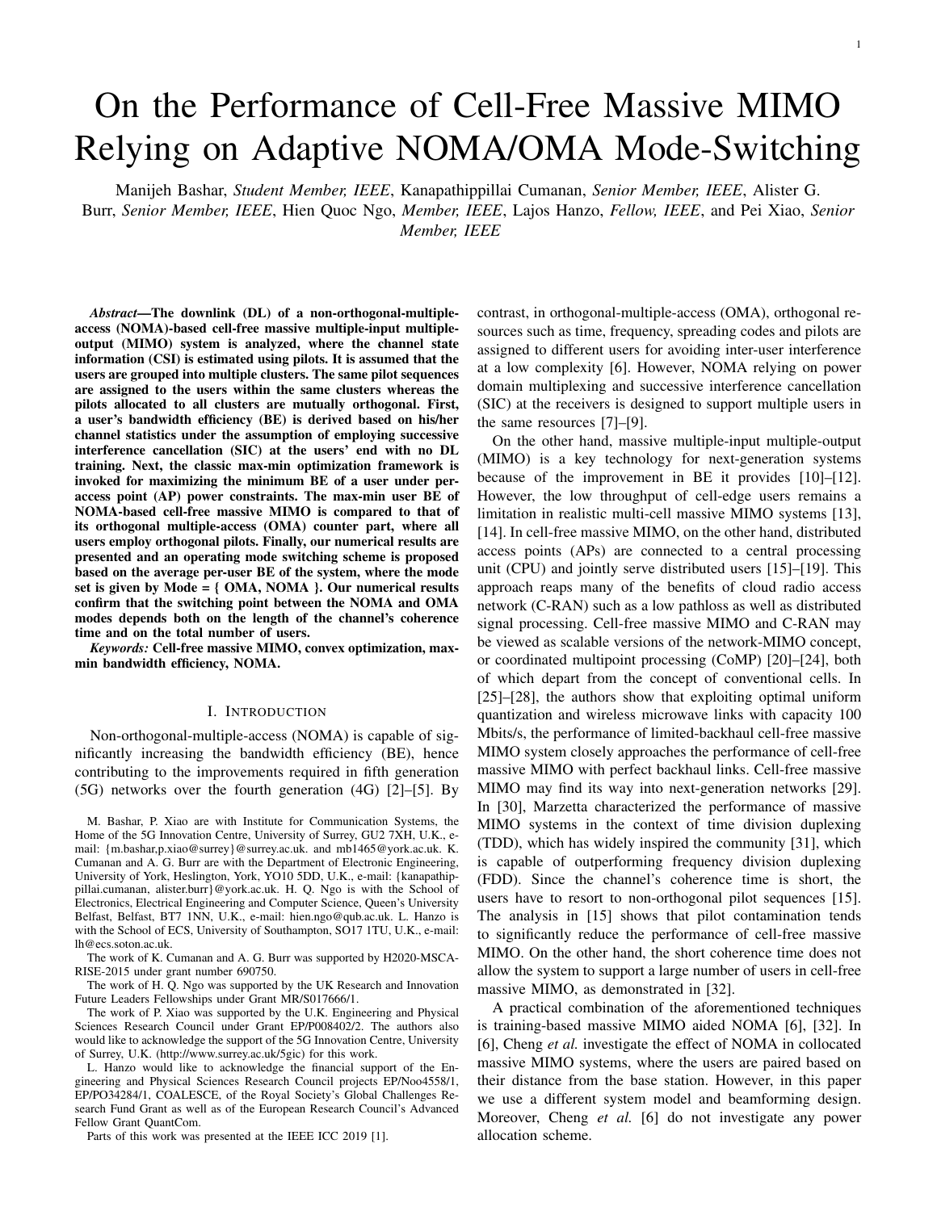# On the Performance of Cell-Free Massive MIMO Relying on Adaptive NOMA/OMA Mode-Switching

Manijeh Bashar, *Student Member, IEEE*, Kanapathippillai Cumanan, *Senior Member, IEEE*, Alister G. Burr, *Senior Member, IEEE*, Hien Quoc Ngo, *Member, IEEE*, Lajos Hanzo, *Fellow, IEEE*, and Pei Xiao, *Senior Member, IEEE*

***Abstract*—The downlink (DL) of a non-orthogonal-multiple-access (NOMA)-based cell-free massive multiple-input multiple-output (MIMO) system is analyzed, where the channel state information (CSI) is estimated using pilots. It is assumed that the users are grouped into multiple clusters. The same pilot sequences are assigned to the users within the same clusters whereas the pilots allocated to all clusters are mutually orthogonal. First, a user's bandwidth efficiency (BE) is derived based on his/her channel statistics under the assumption of employing successive interference cancellation (SIC) at the users' end with no DL training. Next, the classic max-min optimization framework is invoked for maximizing the minimum BE of a user under per-access point (AP) power constraints. The max-min user BE of NOMA-based cell-free massive MIMO is compared to that of its orthogonal multiple-access (OMA) counter part, where all users employ orthogonal pilots. Finally, our numerical results are presented and an operating mode switching scheme is proposed based on the average per-user BE of the system, where the mode set is given by Mode = { OMA, NOMA }. Our numerical results confirm that the switching point between the NOMA and OMA modes depends both on the length of the channel's coherence time and on the total number of users.**

***Keywords:*** **Cell-free massive MIMO, convex optimization, max-min bandwidth efficiency, NOMA.**

## I. Introduction

Non-orthogonal-multiple-access (NOMA) is capable of significantly increasing the bandwidth efficiency (BE), hence contributing to the improvements required in fifth generation (5G) networks over the fourth generation (4G) [2]–[5]. By contrast, in orthogonal-multiple-access (OMA), orthogonal resources such as time, frequency, spreading codes and pilots are assigned to different users for avoiding inter-user interference at a low complexity [6]. However, NOMA relying on power domain multiplexing and successive interference cancellation (SIC) at the receivers is designed to support multiple users in the same resources [7]–[9].

On the other hand, massive multiple-input multiple-output (MIMO) is a key technology for next-generation systems because of the improvement in BE it provides [10]–[12]. However, the low throughput of cell-edge users remains a limitation in realistic multi-cell massive MIMO systems [13], [14]. In cell-free massive MIMO, on the other hand, distributed access points (APs) are connected to a central processing unit (CPU) and jointly serve distributed users [15]–[19]. This approach reaps many of the benefits of cloud radio access network (C-RAN) such as a low pathloss as well as distributed signal processing. Cell-free massive MIMO and C-RAN may be viewed as scalable versions of the network-MIMO concept, or coordinated multipoint processing (CoMP) [20]–[24], both of which depart from the concept of conventional cells. In [25]–[28], the authors show that exploiting optimal uniform quantization and wireless microwave links with capacity 100 Mbits/s, the performance of limited-backhaul cell-free massive MIMO system closely approaches the performance of cell-free massive MIMO with perfect backhaul links. Cell-free massive MIMO may find its way into next-generation networks [29]. In [30], Marzetta characterized the performance of massive MIMO systems in the context of time division duplexing (TDD), which has widely inspired the community [31], which is capable of outperforming frequency division duplexing (FDD). Since the channel's coherence time is short, the users have to resort to non-orthogonal pilot sequences [15]. The analysis in [15] shows that pilot contamination tends to significantly reduce the performance of cell-free massive MIMO. On the other hand, the short coherence time does not allow the system to support a large number of users in cell-free massive MIMO, as demonstrated in [32].

A practical combination of the aforementioned techniques is training-based massive MIMO aided NOMA [6], [32]. In [6], Cheng *et al.* investigate the effect of NOMA in collocated massive MIMO systems, where the users are paired based on their distance from the base station. However, in this paper we use a different system model and beamforming design. Moreover, Cheng *et al.* [6] do not investigate any power allocation scheme.

M. Bashar, P. Xiao are with Institute for Communication Systems, the Home of the 5G Innovation Centre, University of Surrey, GU2 7XH, U.K., e-mail: {m.bashar,p.xiao@surrey}@surrey.ac.uk. and mb1465@york.ac.uk. K. Cumanan and A. G. Burr are with the Department of Electronic Engineering, University of York, Heslington, York, YO10 5DD, U.K., e-mail: {kanapathippillai.cumanan, alister.burr}@york.ac.uk. H. Q. Ngo is with the School of Electronics, Electrical Engineering and Computer Science, Queen's University Belfast, Belfast, BT7 1NN, U.K., e-mail: hien.ngo@qub.ac.uk. L. Hanzo is with the School of ECS, University of Southampton, SO17 1TU, U.K., e-mail: lh@ecs.soton.ac.uk.

The work of K. Cumanan and A. G. Burr was supported by H2020-MSCA-RISE-2015 under grant number 690750.

The work of H. Q. Ngo was supported by the UK Research and Innovation Future Leaders Fellowships under Grant MR/S017666/1.

The work of P. Xiao was supported by the U.K. Engineering and Physical Sciences Research Council under Grant EP/P008402/2. The authors also would like to acknowledge the support of the 5G Innovation Centre, University of Surrey, U.K. (http://www.surrey.ac.uk/5gic) for this work.

L. Hanzo would like to acknowledge the financial support of the Engineering and Physical Sciences Research Council projects EP/Noo4558/1, EP/PO34284/1, COALESCE, of the Royal Society's Global Challenges Research Fund Grant as well as of the European Research Council's Advanced Fellow Grant QuantCom.

Parts of this work was presented at the IEEE ICC 2019 [1].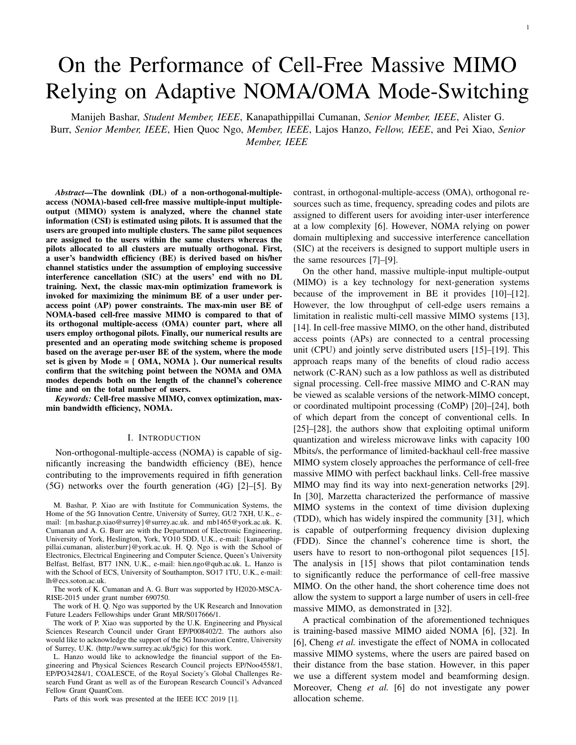# On the Performance of Cell-Free Massive MIMO Relying on Adaptive NOMA/OMA Mode-Switching

Manijeh Bashar, *Student Member, IEEE*, Kanapathippillai Cumanan, *Senior Member, IEEE*, Alister G. Burr, *Senior Member, IEEE*, Hien Quoc Ngo, *Member, IEEE*, Lajos Hanzo, *Fellow, IEEE*, and Pei Xiao, *Senior Member, IEEE*

***Abstract*—The downlink (DL) of a non-orthogonal-multiple-access (NOMA)-based cell-free massive multiple-input multiple-output (MIMO) system is analyzed, where the channel state information (CSI) is estimated using pilots. It is assumed that the users are grouped into multiple clusters. The same pilot sequences are assigned to the users within the same clusters whereas the pilots allocated to all clusters are mutually orthogonal. First, a user's bandwidth efficiency (BE) is derived based on his/her channel statistics under the assumption of employing successive interference cancellation (SIC) at the users' end with no DL training. Next, the classic max-min optimization framework is invoked for maximizing the minimum BE of a user under per-access point (AP) power constraints. The max-min user BE of NOMA-based cell-free massive MIMO is compared to that of its orthogonal multiple-access (OMA) counter part, where all users employ orthogonal pilots. Finally, our numerical results are presented and an operating mode switching scheme is proposed based on the average per-user BE of the system, where the mode set is given by Mode = { OMA, NOMA }. Our numerical results confirm that the switching point between the NOMA and OMA modes depends both on the length of the channel's coherence time and on the total number of users.**

***Keywords:*** **Cell-free massive MIMO, convex optimization, max-min bandwidth efficiency, NOMA.**

## I. Introduction

Non-orthogonal-multiple-access (NOMA) is capable of significantly increasing the bandwidth efficiency (BE), hence contributing to the improvements required in fifth generation (5G) networks over the fourth generation (4G) [2]–[5]. By contrast, in orthogonal-multiple-access (OMA), orthogonal resources such as time, frequency, spreading codes and pilots are assigned to different users for avoiding inter-user interference at a low complexity [6]. However, NOMA relying on power domain multiplexing and successive interference cancellation (SIC) at the receivers is designed to support multiple users in the same resources [7]–[9].

On the other hand, massive multiple-input multiple-output (MIMO) is a key technology for next-generation systems because of the improvement in BE it provides [10]–[12]. However, the low throughput of cell-edge users remains a limitation in realistic multi-cell massive MIMO systems [13], [14]. In cell-free massive MIMO, on the other hand, distributed access points (APs) are connected to a central processing unit (CPU) and jointly serve distributed users [15]–[19]. This approach reaps many of the benefits of cloud radio access network (C-RAN) such as a low pathloss as well as distributed signal processing. Cell-free massive MIMO and C-RAN may be viewed as scalable versions of the network-MIMO concept, or coordinated multipoint processing (CoMP) [20]–[24], both of which depart from the concept of conventional cells. In [25]–[28], the authors show that exploiting optimal uniform quantization and wireless microwave links with capacity 100 Mbits/s, the performance of limited-backhaul cell-free massive MIMO system closely approaches the performance of cell-free massive MIMO with perfect backhaul links. Cell-free massive MIMO may find its way into next-generation networks [29]. In [30], Marzetta characterized the performance of massive MIMO systems in the context of time division duplexing (TDD), which has widely inspired the community [31], which is capable of outperforming frequency division duplexing (FDD). Since the channel's coherence time is short, the users have to resort to non-orthogonal pilot sequences [15]. The analysis in [15] shows that pilot contamination tends to significantly reduce the performance of cell-free massive MIMO. On the other hand, the short coherence time does not allow the system to support a large number of users in cell-free massive MIMO, as demonstrated in [32].

A practical combination of the aforementioned techniques is training-based massive MIMO aided NOMA [6], [32]. In [6], Cheng *et al.* investigate the effect of NOMA in collocated massive MIMO systems, where the users are paired based on their distance from the base station. However, in this paper we use a different system model and beamforming design. Moreover, Cheng *et al.* [6] do not investigate any power allocation scheme.

M. Bashar, P. Xiao are with Institute for Communication Systems, the Home of the 5G Innovation Centre, University of Surrey, GU2 7XH, U.K., e-mail: {m.bashar,p.xiao@surrey}@surrey.ac.uk. and mb1465@york.ac.uk. K. Cumanan and A. G. Burr are with the Department of Electronic Engineering, University of York, Heslington, York, YO10 5DD, U.K., e-mail: {kanapathippillai.cumanan, alister.burr}@york.ac.uk. H. Q. Ngo is with the School of Electronics, Electrical Engineering and Computer Science, Queen's University Belfast, Belfast, BT7 1NN, U.K., e-mail: hien.ngo@qub.ac.uk. L. Hanzo is with the School of ECS, University of Southampton, SO17 1TU, U.K., e-mail: lh@ecs.soton.ac.uk.

The work of K. Cumanan and A. G. Burr was supported by H2020-MSCA-RISE-2015 under grant number 690750.

The work of H. Q. Ngo was supported by the UK Research and Innovation Future Leaders Fellowships under Grant MR/S017666/1.

The work of P. Xiao was supported by the U.K. Engineering and Physical Sciences Research Council under Grant EP/P008402/2. The authors also would like to acknowledge the support of the 5G Innovation Centre, University of Surrey, U.K. (http://www.surrey.ac.uk/5gic) for this work.

L. Hanzo would like to acknowledge the financial support of the Engineering and Physical Sciences Research Council projects EP/Noo4558/1, EP/PO34284/1, COALESCE, of the Royal Society's Global Challenges Research Fund Grant as well as of the European Research Council's Advanced Fellow Grant QuantCom.

Parts of this work was presented at the IEEE ICC 2019 [1].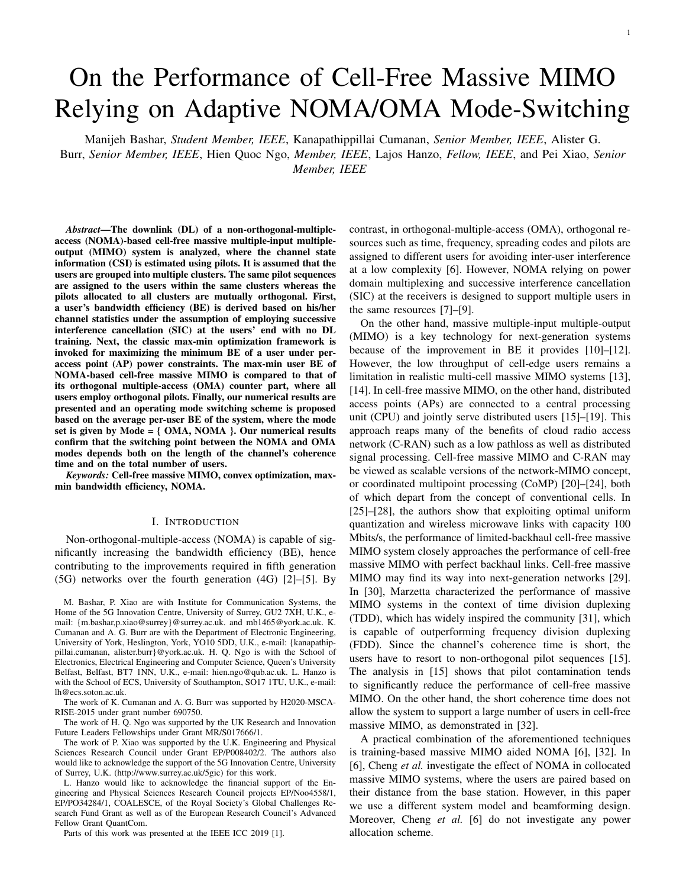# On the Performance of Cell-Free Massive MIMO Relying on Adaptive NOMA/OMA Mode-Switching

Manijeh Bashar, *Student Member, IEEE*, Kanapathippillai Cumanan, *Senior Member, IEEE*, Alister G. Burr, *Senior Member, IEEE*, Hien Quoc Ngo, *Member, IEEE*, Lajos Hanzo, *Fellow, IEEE*, and Pei Xiao, *Senior Member, IEEE*

***Abstract*—The downlink (DL) of a non-orthogonal-multiple-access (NOMA)-based cell-free massive multiple-input multiple-output (MIMO) system is analyzed, where the channel state information (CSI) is estimated using pilots. It is assumed that the users are grouped into multiple clusters. The same pilot sequences are assigned to the users within the same clusters whereas the pilots allocated to all clusters are mutually orthogonal. First, a user's bandwidth efficiency (BE) is derived based on his/her channel statistics under the assumption of employing successive interference cancellation (SIC) at the users' end with no DL training. Next, the classic max-min optimization framework is invoked for maximizing the minimum BE of a user under per-access point (AP) power constraints. The max-min user BE of NOMA-based cell-free massive MIMO is compared to that of its orthogonal multiple-access (OMA) counter part, where all users employ orthogonal pilots. Finally, our numerical results are presented and an operating mode switching scheme is proposed based on the average per-user BE of the system, where the mode set is given by Mode = { OMA, NOMA }. Our numerical results confirm that the switching point between the NOMA and OMA modes depends both on the length of the channel's coherence time and on the total number of users.**

***Keywords:* Cell-free massive MIMO, convex optimization, max-min bandwidth efficiency, NOMA.**

## I. Introduction

Non-orthogonal-multiple-access (NOMA) is capable of significantly increasing the bandwidth efficiency (BE), hence contributing to the improvements required in fifth generation (5G) networks over the fourth generation (4G) [2]–[5]. By contrast, in orthogonal-multiple-access (OMA), orthogonal resources such as time, frequency, spreading codes and pilots are assigned to different users for avoiding inter-user interference at a low complexity [6]. However, NOMA relying on power domain multiplexing and successive interference cancellation (SIC) at the receivers is designed to support multiple users in the same resources [7]–[9].

On the other hand, massive multiple-input multiple-output (MIMO) is a key technology for next-generation systems because of the improvement in BE it provides [10]–[12]. However, the low throughput of cell-edge users remains a limitation in realistic multi-cell massive MIMO systems [13], [14]. In cell-free massive MIMO, on the other hand, distributed access points (APs) are connected to a central processing unit (CPU) and jointly serve distributed users [15]–[19]. This approach reaps many of the benefits of cloud radio access network (C-RAN) such as a low pathloss as well as distributed signal processing. Cell-free massive MIMO and C-RAN may be viewed as scalable versions of the network-MIMO concept, or coordinated multipoint processing (CoMP) [20]–[24], both of which depart from the concept of conventional cells. In [25]–[28], the authors show that exploiting optimal uniform quantization and wireless microwave links with capacity 100 Mbits/s, the performance of limited-backhaul cell-free massive MIMO system closely approaches the performance of cell-free massive MIMO with perfect backhaul links. Cell-free massive MIMO may find its way into next-generation networks [29]. In [30], Marzetta characterized the performance of massive MIMO systems in the context of time division duplexing (TDD), which has widely inspired the community [31], which is capable of outperforming frequency division duplexing (FDD). Since the channel's coherence time is short, the users have to resort to non-orthogonal pilot sequences [15]. The analysis in [15] shows that pilot contamination tends to significantly reduce the performance of cell-free massive MIMO. On the other hand, the short coherence time does not allow the system to support a large number of users in cell-free massive MIMO, as demonstrated in [32].

A practical combination of the aforementioned techniques is training-based massive MIMO aided NOMA [6], [32]. In [6], Cheng *et al.* investigate the effect of NOMA in collocated massive MIMO systems, where the users are paired based on their distance from the base station. However, in this paper we use a different system model and beamforming design. Moreover, Cheng *et al.* [6] do not investigate any power allocation scheme.

M. Bashar, P. Xiao are with Institute for Communication Systems, the Home of the 5G Innovation Centre, University of Surrey, GU2 7XH, U.K., e-mail: {m.bashar,p.xiao@surrey}@surrey.ac.uk. and mb1465@york.ac.uk. K. Cumanan and A. G. Burr are with the Department of Electronic Engineering, University of York, Heslington, York, YO10 5DD, U.K., e-mail: {kanapathippillai.cumanan, alister.burr}@york.ac.uk. H. Q. Ngo is with the School of Electronics, Electrical Engineering and Computer Science, Queen's University Belfast, Belfast, BT7 1NN, U.K., e-mail: hien.ngo@qub.ac.uk. L. Hanzo is with the School of ECS, University of Southampton, SO17 1TU, U.K., e-mail: lh@ecs.soton.ac.uk.

The work of K. Cumanan and A. G. Burr was supported by H2020-MSCA-RISE-2015 under grant number 690750.

The work of H. Q. Ngo was supported by the UK Research and Innovation Future Leaders Fellowships under Grant MR/S017666/1.

The work of P. Xiao was supported by the U.K. Engineering and Physical Sciences Research Council under Grant EP/P008402/2. The authors also would like to acknowledge the support of the 5G Innovation Centre, University of Surrey, U.K. (http://www.surrey.ac.uk/5gic) for this work.

L. Hanzo would like to acknowledge the financial support of the Engineering and Physical Sciences Research Council projects EP/Noo4558/1, EP/PO34284/1, COALESCE, of the Royal Society's Global Challenges Research Fund Grant as well as of the European Research Council's Advanced Fellow Grant QuantCom.

Parts of this work was presented at the IEEE ICC 2019 [1].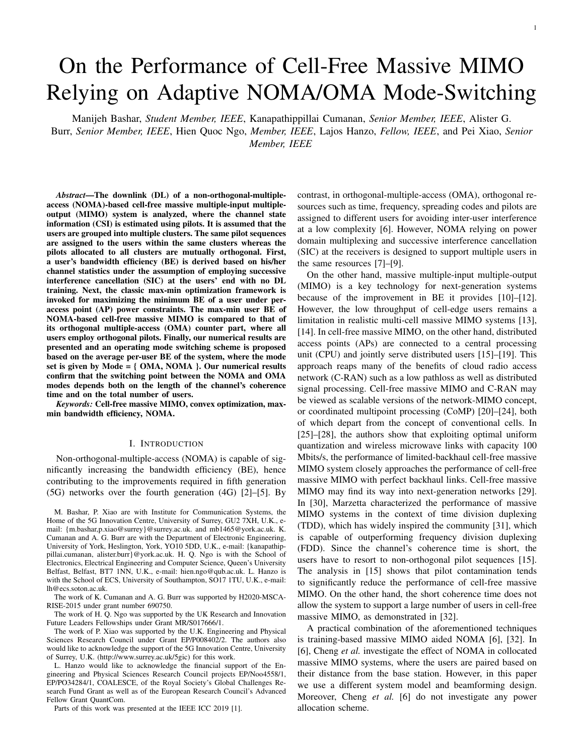# On the Performance of Cell-Free Massive MIMO Relying on Adaptive NOMA/OMA Mode-Switching

Manijeh Bashar, *Student Member, IEEE*, Kanapathippillai Cumanan, *Senior Member, IEEE*, Alister G. Burr, *Senior Member, IEEE*, Hien Quoc Ngo, *Member, IEEE*, Lajos Hanzo, *Fellow, IEEE*, and Pei Xiao, *Senior Member, IEEE*

***Abstract*—The downlink (DL) of a non-orthogonal-multiple-access (NOMA)-based cell-free massive multiple-input multiple-output (MIMO) system is analyzed, where the channel state information (CSI) is estimated using pilots. It is assumed that the users are grouped into multiple clusters. The same pilot sequences are assigned to the users within the same clusters whereas the pilots allocated to all clusters are mutually orthogonal. First, a user's bandwidth efficiency (BE) is derived based on his/her channel statistics under the assumption of employing successive interference cancellation (SIC) at the users' end with no DL training. Next, the classic max-min optimization framework is invoked for maximizing the minimum BE of a user under per-access point (AP) power constraints. The max-min user BE of NOMA-based cell-free massive MIMO is compared to that of its orthogonal multiple-access (OMA) counter part, where all users employ orthogonal pilots. Finally, our numerical results are presented and an operating mode switching scheme is proposed based on the average per-user BE of the system, where the mode set is given by Mode = { OMA, NOMA }. Our numerical results confirm that the switching point between the NOMA and OMA modes depends both on the length of the channel's coherence time and on the total number of users.**

***Keywords:* Cell-free massive MIMO, convex optimization, max-min bandwidth efficiency, NOMA.**

## I. Introduction

Non-orthogonal-multiple-access (NOMA) is capable of significantly increasing the bandwidth efficiency (BE), hence contributing to the improvements required in fifth generation (5G) networks over the fourth generation (4G) [2]–[5]. By contrast, in orthogonal-multiple-access (OMA), orthogonal resources such as time, frequency, spreading codes and pilots are assigned to different users for avoiding inter-user interference at a low complexity [6]. However, NOMA relying on power domain multiplexing and successive interference cancellation (SIC) at the receivers is designed to support multiple users in the same resources [7]–[9].

On the other hand, massive multiple-input multiple-output (MIMO) is a key technology for next-generation systems because of the improvement in BE it provides [10]–[12]. However, the low throughput of cell-edge users remains a limitation in realistic multi-cell massive MIMO systems [13], [14]. In cell-free massive MIMO, on the other hand, distributed access points (APs) are connected to a central processing unit (CPU) and jointly serve distributed users [15]–[19]. This approach reaps many of the benefits of cloud radio access network (C-RAN) such as a low pathloss as well as distributed signal processing. Cell-free massive MIMO and C-RAN may be viewed as scalable versions of the network-MIMO concept, or coordinated multipoint processing (CoMP) [20]–[24], both of which depart from the concept of conventional cells. In [25]–[28], the authors show that exploiting optimal uniform quantization and wireless microwave links with capacity 100 Mbits/s, the performance of limited-backhaul cell-free massive MIMO system closely approaches the performance of cell-free massive MIMO with perfect backhaul links. Cell-free massive MIMO may find its way into next-generation networks [29]. In [30], Marzetta characterized the performance of massive MIMO systems in the context of time division duplexing (TDD), which has widely inspired the community [31], which is capable of outperforming frequency division duplexing (FDD). Since the channel's coherence time is short, the users have to resort to non-orthogonal pilot sequences [15]. The analysis in [15] shows that pilot contamination tends to significantly reduce the performance of cell-free massive MIMO. On the other hand, the short coherence time does not allow the system to support a large number of users in cell-free massive MIMO, as demonstrated in [32].

A practical combination of the aforementioned techniques is training-based massive MIMO aided NOMA [6], [32]. In [6], Cheng *et al.* investigate the effect of NOMA in collocated massive MIMO systems, where the users are paired based on their distance from the base station. However, in this paper we use a different system model and beamforming design. Moreover, Cheng *et al.* [6] do not investigate any power allocation scheme.

---

M. Bashar, P. Xiao are with Institute for Communication Systems, the Home of the 5G Innovation Centre, University of Surrey, GU2 7XH, U.K., e-mail: {m.bashar,p.xiao@surrey}@surrey.ac.uk. and mb1465@york.ac.uk. K. Cumanan and A. G. Burr are with the Department of Electronic Engineering, University of York, Heslington, York, YO10 5DD, U.K., e-mail: {kanapathippillai.cumanan, alister.burr}@york.ac.uk. H. Q. Ngo is with the School of Electronics, Electrical Engineering and Computer Science, Queen's University Belfast, Belfast, BT7 1NN, U.K., e-mail: hien.ngo@qub.ac.uk. L. Hanzo is with the School of ECS, University of Southampton, SO17 1TU, U.K., e-mail: lh@ecs.soton.ac.uk.

The work of K. Cumanan and A. G. Burr was supported by H2020-MSCA-RISE-2015 under grant number 690750.

The work of H. Q. Ngo was supported by the UK Research and Innovation Future Leaders Fellowships under Grant MR/S017666/1.

The work of P. Xiao was supported by the U.K. Engineering and Physical Sciences Research Council under Grant EP/P008402/2. The authors also would like to acknowledge the support of the 5G Innovation Centre, University of Surrey, U.K. (http://www.surrey.ac.uk/5gic) for this work.

L. Hanzo would like to acknowledge the financial support of the Engineering and Physical Sciences Research Council projects EP/Noo4558/1, EP/PO34284/1, COALESCE, of the Royal Society's Global Challenges Research Fund Grant as well as of the European Research Council's Advanced Fellow Grant QuantCom.

Parts of this work was presented at the IEEE ICC 2019 [1].